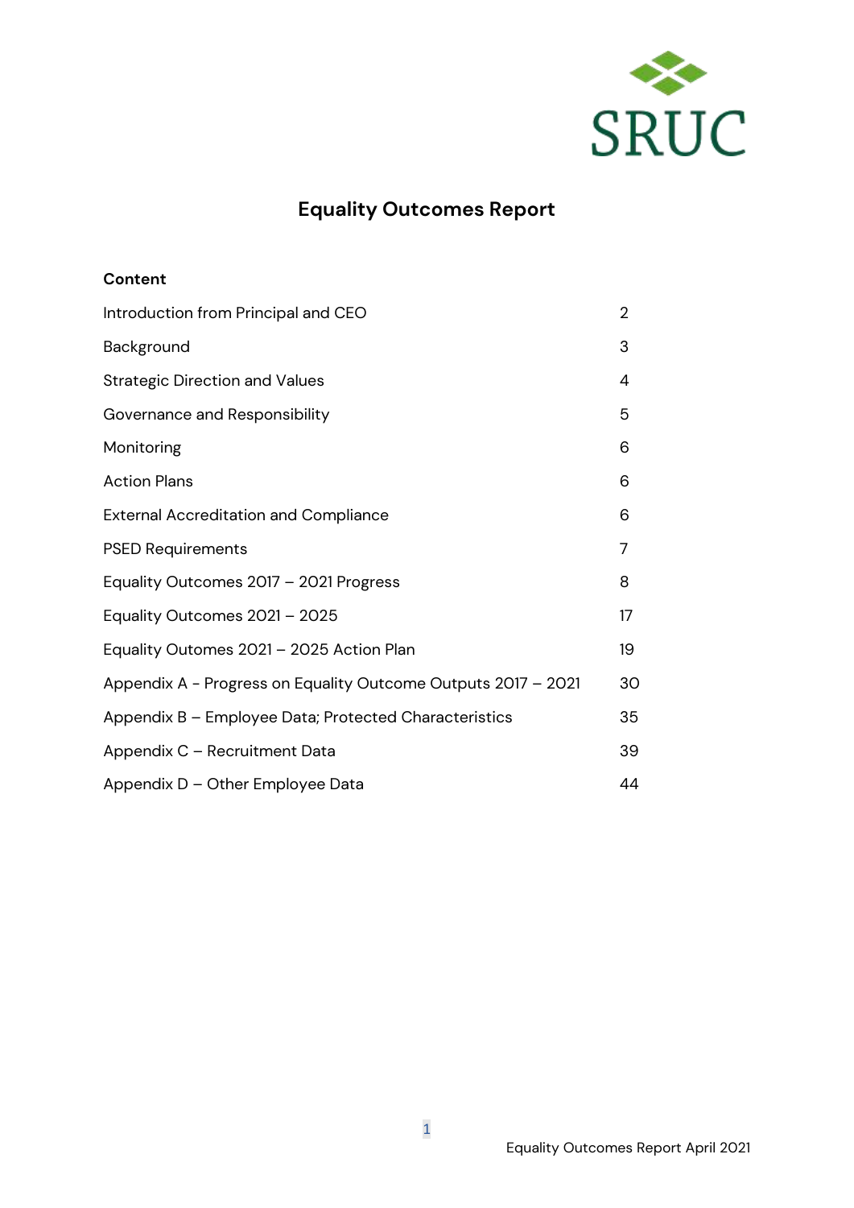SRUC

# Equality Outcomes Report

**Content**

| | |
|---|---|
| Introduction from Principal and CEO | 2 |
| Background | 3 |
| Strategic Direction and Values | 4 |
| Governance and Responsibility | 5 |
| Monitoring | 6 |
| Action Plans | 6 |
| External Accreditation and Compliance | 6 |
| PSED Requirements | 7 |
| Equality Outcomes 2017 – 2021 Progress | 8 |
| Equality Outcomes 2021 – 2025 | 17 |
| Equality Outomes 2021 – 2025 Action Plan | 19 |
| Appendix A - Progress on Equality Outcome Outputs 2017 – 2021 | 30 |
| Appendix B – Employee Data; Protected Characteristics | 35 |
| Appendix C – Recruitment Data | 39 |
| Appendix D – Other Employee Data | 44 |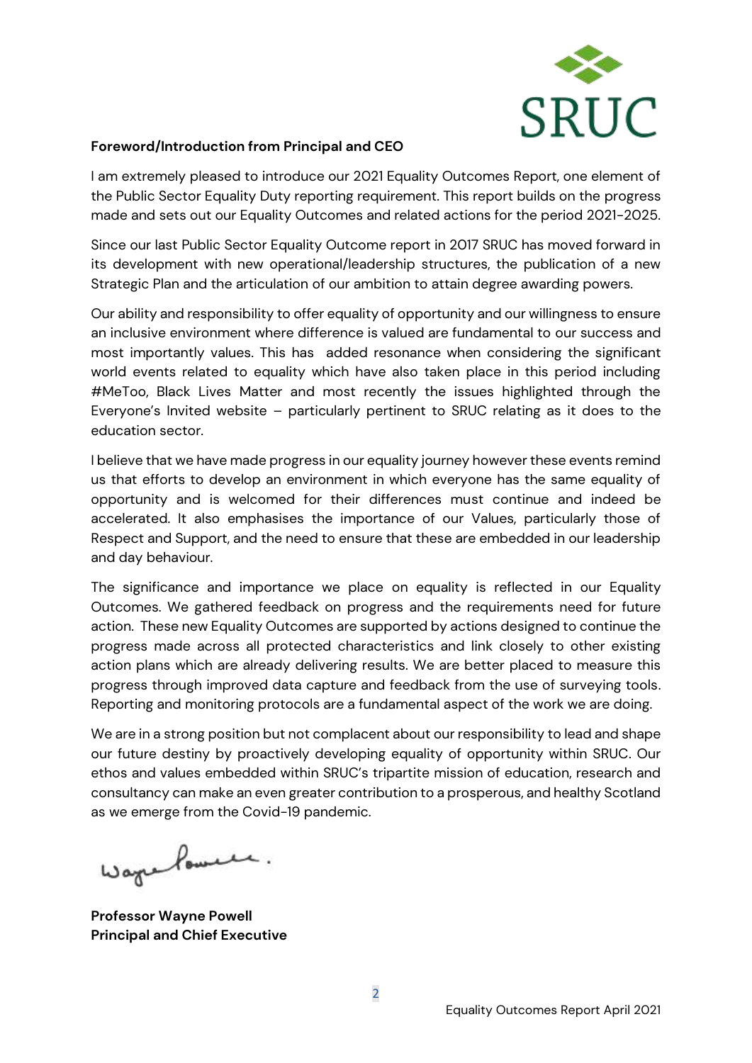**Foreword/Introduction from Principal and CEO**

I am extremely pleased to introduce our 2021 Equality Outcomes Report, one element of the Public Sector Equality Duty reporting requirement. This report builds on the progress made and sets out our Equality Outcomes and related actions for the period 2021-2025.

Since our last Public Sector Equality Outcome report in 2017 SRUC has moved forward in its development with new operational/leadership structures, the publication of a new Strategic Plan and the articulation of our ambition to attain degree awarding powers.

Our ability and responsibility to offer equality of opportunity and our willingness to ensure an inclusive environment where difference is valued are fundamental to our success and most importantly values. This has added resonance when considering the significant world events related to equality which have also taken place in this period including #MeToo, Black Lives Matter and most recently the issues highlighted through the Everyone's Invited website – particularly pertinent to SRUC relating as it does to the education sector.

I believe that we have made progress in our equality journey however these events remind us that efforts to develop an environment in which everyone has the same equality of opportunity and is welcomed for their differences must continue and indeed be accelerated. It also emphasises the importance of our Values, particularly those of Respect and Support, and the need to ensure that these are embedded in our leadership and day behaviour.

The significance and importance we place on equality is reflected in our Equality Outcomes. We gathered feedback on progress and the requirements need for future action. These new Equality Outcomes are supported by actions designed to continue the progress made across all protected characteristics and link closely to other existing action plans which are already delivering results. We are better placed to measure this progress through improved data capture and feedback from the use of surveying tools. Reporting and monitoring protocols are a fundamental aspect of the work we are doing.

We are in a strong position but not complacent about our responsibility to lead and shape our future destiny by proactively developing equality of opportunity within SRUC. Our ethos and values embedded within SRUC's tripartite mission of education, research and consultancy can make an even greater contribution to a prosperous, and healthy Scotland as we emerge from the Covid-19 pandemic.

**Professor Wayne Powell**
**Principal and Chief Executive**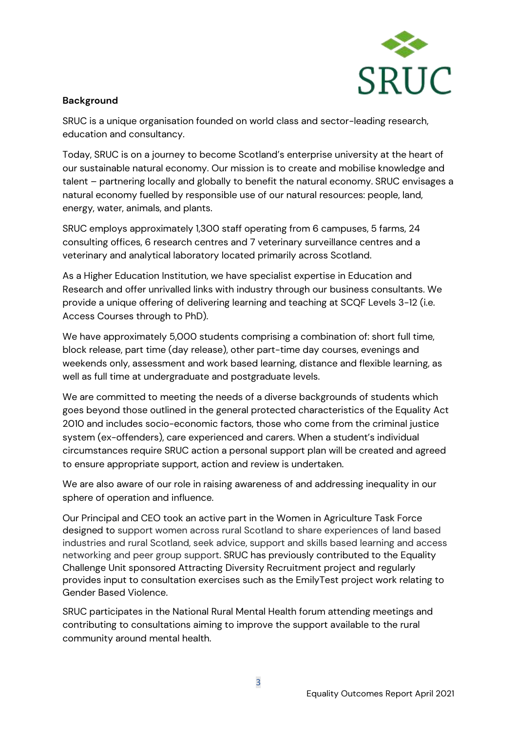**Background**

SRUC is a unique organisation founded on world class and sector-leading research, education and consultancy.

Today, SRUC is on a journey to become Scotland's enterprise university at the heart of our sustainable natural economy. Our mission is to create and mobilise knowledge and talent – partnering locally and globally to benefit the natural economy. SRUC envisages a natural economy fuelled by responsible use of our natural resources: people, land, energy, water, animals, and plants.

SRUC employs approximately 1,300 staff operating from 6 campuses, 5 farms, 24 consulting offices, 6 research centres and 7 veterinary surveillance centres and a veterinary and analytical laboratory located primarily across Scotland.

As a Higher Education Institution, we have specialist expertise in Education and Research and offer unrivalled links with industry through our business consultants. We provide a unique offering of delivering learning and teaching at SCQF Levels 3-12 (i.e. Access Courses through to PhD).

We have approximately 5,000 students comprising a combination of: short full time, block release, part time (day release), other part-time day courses, evenings and weekends only, assessment and work based learning, distance and flexible learning, as well as full time at undergraduate and postgraduate levels.

We are committed to meeting the needs of a diverse backgrounds of students which goes beyond those outlined in the general protected characteristics of the Equality Act 2010 and includes socio-economic factors, those who come from the criminal justice system (ex-offenders), care experienced and carers. When a student's individual circumstances require SRUC action a personal support plan will be created and agreed to ensure appropriate support, action and review is undertaken.

We are also aware of our role in raising awareness of and addressing inequality in our sphere of operation and influence.

Our Principal and CEO took an active part in the Women in Agriculture Task Force designed to support women across rural Scotland to share experiences of land based industries and rural Scotland, seek advice, support and skills based learning and access networking and peer group support. SRUC has previously contributed to the Equality Challenge Unit sponsored Attracting Diversity Recruitment project and regularly provides input to consultation exercises such as the EmilyTest project work relating to Gender Based Violence.

SRUC participates in the National Rural Mental Health forum attending meetings and contributing to consultations aiming to improve the support available to the rural community around mental health.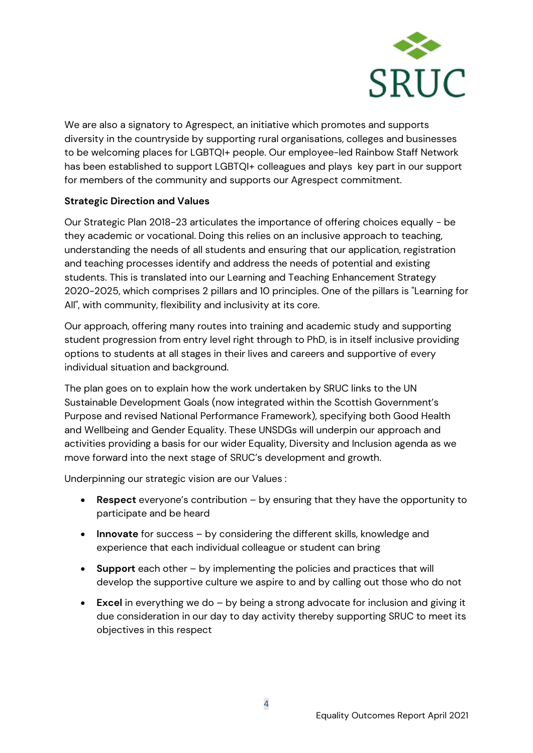We are also a signatory to Agrespect, an initiative which promotes and supports diversity in the countryside by supporting rural organisations, colleges and businesses to be welcoming places for LGBTQI+ people. Our employee-led Rainbow Staff Network has been established to support LGBTQI+ colleagues and plays key part in our support for members of the community and supports our Agrespect commitment.

**Strategic Direction and Values**

Our Strategic Plan 2018-23 articulates the importance of offering choices equally - be they academic or vocational. Doing this relies on an inclusive approach to teaching, understanding the needs of all students and ensuring that our application, registration and teaching processes identify and address the needs of potential and existing students. This is translated into our Learning and Teaching Enhancement Strategy 2020-2025, which comprises 2 pillars and 10 principles. One of the pillars is "Learning for All", with community, flexibility and inclusivity at its core.

Our approach, offering many routes into training and academic study and supporting student progression from entry level right through to PhD, is in itself inclusive providing options to students at all stages in their lives and careers and supportive of every individual situation and background.

The plan goes on to explain how the work undertaken by SRUC links to the UN Sustainable Development Goals (now integrated within the Scottish Government's Purpose and revised National Performance Framework), specifying both Good Health and Wellbeing and Gender Equality. These UNSDGs will underpin our approach and activities providing a basis for our wider Equality, Diversity and Inclusion agenda as we move forward into the next stage of SRUC's development and growth.

Underpinning our strategic vision are our Values :

- **Respect** everyone's contribution – by ensuring that they have the opportunity to participate and be heard
- **Innovate** for success – by considering the different skills, knowledge and experience that each individual colleague or student can bring
- **Support** each other – by implementing the policies and practices that will develop the supportive culture we aspire to and by calling out those who do not
- **Excel** in everything we do – by being a strong advocate for inclusion and giving it due consideration in our day to day activity thereby supporting SRUC to meet its objectives in this respect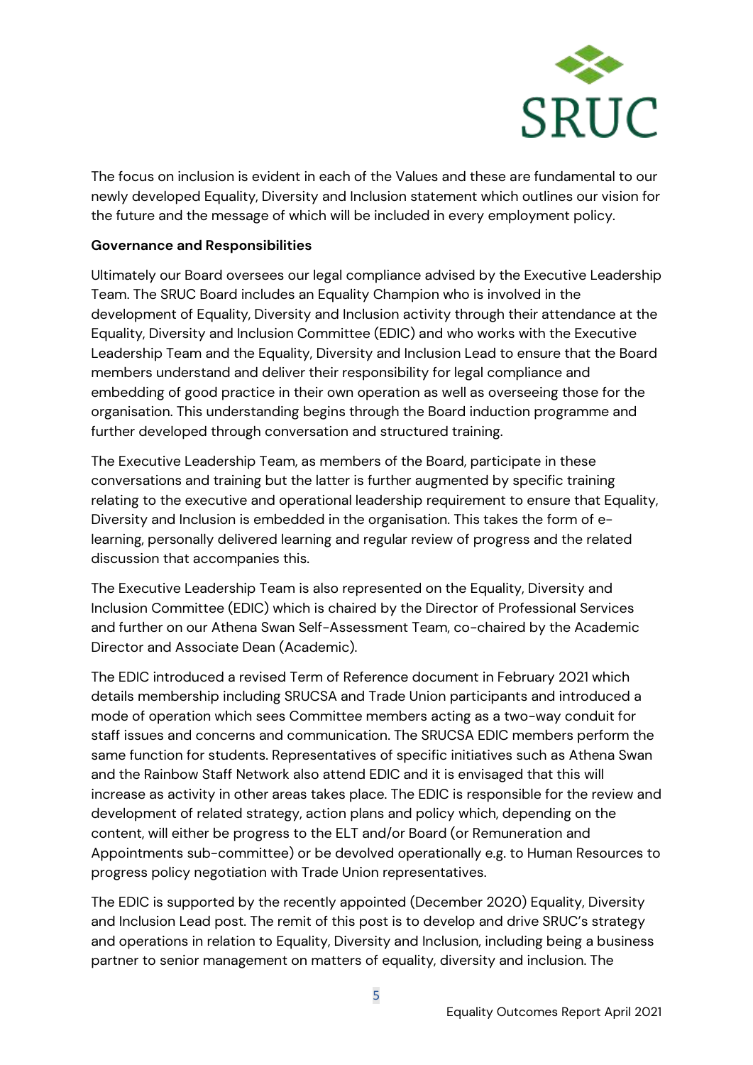The focus on inclusion is evident in each of the Values and these are fundamental to our newly developed Equality, Diversity and Inclusion statement which outlines our vision for the future and the message of which will be included in every employment policy.

**Governance and Responsibilities**

Ultimately our Board oversees our legal compliance advised by the Executive Leadership Team. The SRUC Board includes an Equality Champion who is involved in the development of Equality, Diversity and Inclusion activity through their attendance at the Equality, Diversity and Inclusion Committee (EDIC) and who works with the Executive Leadership Team and the Equality, Diversity and Inclusion Lead to ensure that the Board members understand and deliver their responsibility for legal compliance and embedding of good practice in their own operation as well as overseeing those for the organisation. This understanding begins through the Board induction programme and further developed through conversation and structured training.

The Executive Leadership Team, as members of the Board, participate in these conversations and training but the latter is further augmented by specific training relating to the executive and operational leadership requirement to ensure that Equality, Diversity and Inclusion is embedded in the organisation. This takes the form of e-learning, personally delivered learning and regular review of progress and the related discussion that accompanies this.

The Executive Leadership Team is also represented on the Equality, Diversity and Inclusion Committee (EDIC) which is chaired by the Director of Professional Services and further on our Athena Swan Self-Assessment Team, co-chaired by the Academic Director and Associate Dean (Academic).

The EDIC introduced a revised Term of Reference document in February 2021 which details membership including SRUCSA and Trade Union participants and introduced a mode of operation which sees Committee members acting as a two-way conduit for staff issues and concerns and communication. The SRUCSA EDIC members perform the same function for students. Representatives of specific initiatives such as Athena Swan and the Rainbow Staff Network also attend EDIC and it is envisaged that this will increase as activity in other areas takes place. The EDIC is responsible for the review and development of related strategy, action plans and policy which, depending on the content, will either be progress to the ELT and/or Board (or Remuneration and Appointments sub-committee) or be devolved operationally e.g. to Human Resources to progress policy negotiation with Trade Union representatives.

The EDIC is supported by the recently appointed (December 2020) Equality, Diversity and Inclusion Lead post. The remit of this post is to develop and drive SRUC's strategy and operations in relation to Equality, Diversity and Inclusion, including being a business partner to senior management on matters of equality, diversity and inclusion. The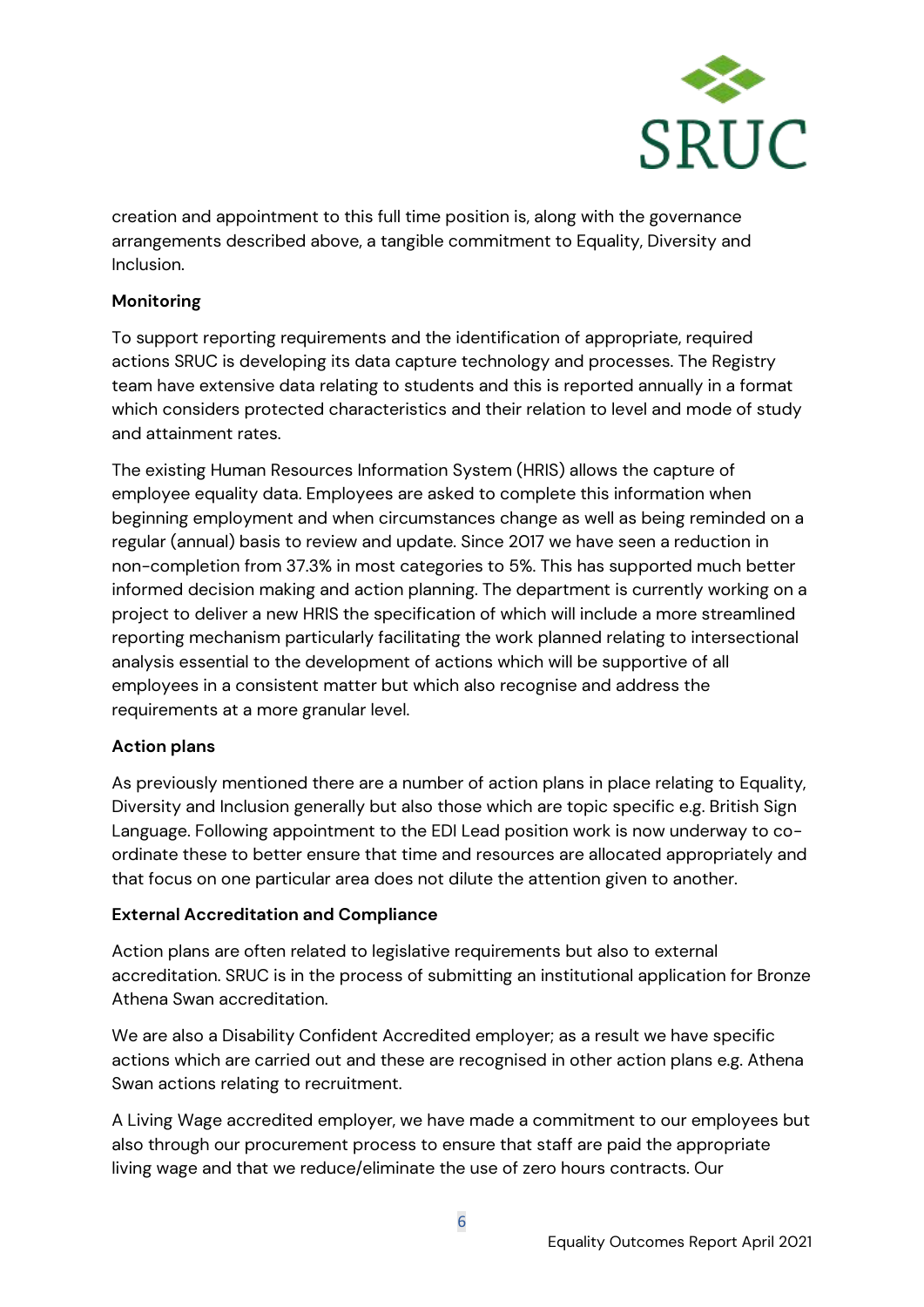creation and appointment to this full time position is, along with the governance arrangements described above, a tangible commitment to Equality, Diversity and Inclusion.

**Monitoring**

To support reporting requirements and the identification of appropriate, required actions SRUC is developing its data capture technology and processes. The Registry team have extensive data relating to students and this is reported annually in a format which considers protected characteristics and their relation to level and mode of study and attainment rates.

The existing Human Resources Information System (HRIS) allows the capture of employee equality data. Employees are asked to complete this information when beginning employment and when circumstances change as well as being reminded on a regular (annual) basis to review and update. Since 2017 we have seen a reduction in non-completion from 37.3% in most categories to 5%. This has supported much better informed decision making and action planning. The department is currently working on a project to deliver a new HRIS the specification of which will include a more streamlined reporting mechanism particularly facilitating the work planned relating to intersectional analysis essential to the development of actions which will be supportive of all employees in a consistent matter but which also recognise and address the requirements at a more granular level.

**Action plans**

As previously mentioned there are a number of action plans in place relating to Equality, Diversity and Inclusion generally but also those which are topic specific e.g. British Sign Language. Following appointment to the EDI Lead position work is now underway to co-ordinate these to better ensure that time and resources are allocated appropriately and that focus on one particular area does not dilute the attention given to another.

**External Accreditation and Compliance**

Action plans are often related to legislative requirements but also to external accreditation. SRUC is in the process of submitting an institutional application for Bronze Athena Swan accreditation.

We are also a Disability Confident Accredited employer; as a result we have specific actions which are carried out and these are recognised in other action plans e.g. Athena Swan actions relating to recruitment.

A Living Wage accredited employer, we have made a commitment to our employees but also through our procurement process to ensure that staff are paid the appropriate living wage and that we reduce/eliminate the use of zero hours contracts. Our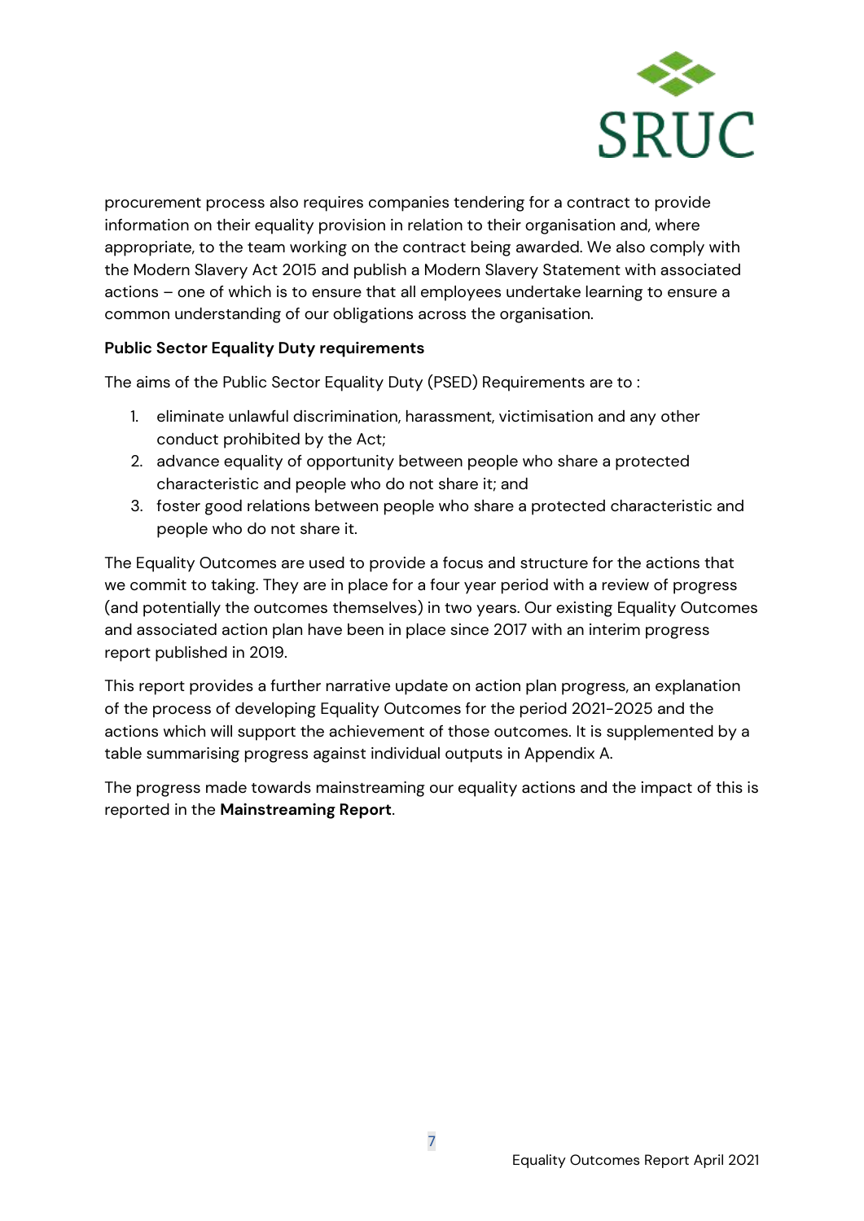procurement process also requires companies tendering for a contract to provide information on their equality provision in relation to their organisation and, where appropriate, to the team working on the contract being awarded. We also comply with the Modern Slavery Act 2015 and publish a Modern Slavery Statement with associated actions – one of which is to ensure that all employees undertake learning to ensure a common understanding of our obligations across the organisation.

**Public Sector Equality Duty requirements**

The aims of the Public Sector Equality Duty (PSED) Requirements are to :

1. eliminate unlawful discrimination, harassment, victimisation and any other conduct prohibited by the Act;
2. advance equality of opportunity between people who share a protected characteristic and people who do not share it; and
3. foster good relations between people who share a protected characteristic and people who do not share it.

The Equality Outcomes are used to provide a focus and structure for the actions that we commit to taking. They are in place for a four year period with a review of progress (and potentially the outcomes themselves) in two years. Our existing Equality Outcomes and associated action plan have been in place since 2017 with an interim progress report published in 2019.

This report provides a further narrative update on action plan progress, an explanation of the process of developing Equality Outcomes for the period 2021-2025 and the actions which will support the achievement of those outcomes. It is supplemented by a table summarising progress against individual outputs in Appendix A.

The progress made towards mainstreaming our equality actions and the impact of this is reported in the **Mainstreaming Report**.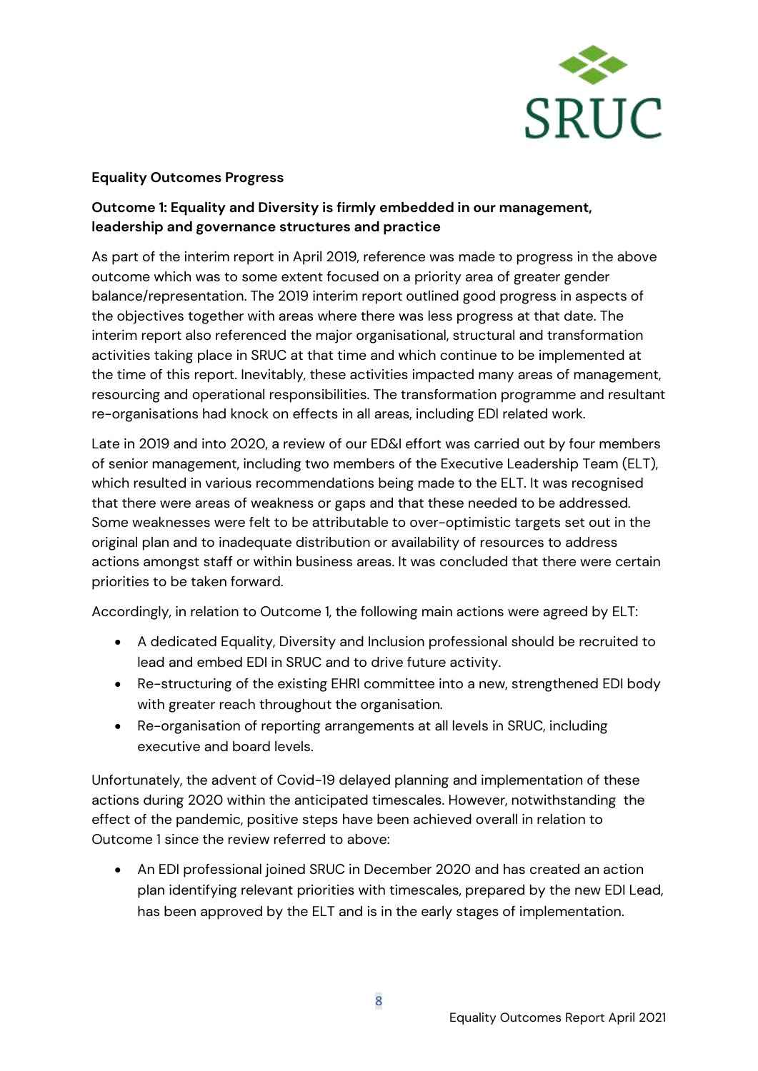**Equality Outcomes Progress**

**Outcome 1: Equality and Diversity is firmly embedded in our management, leadership and governance structures and practice**

As part of the interim report in April 2019, reference was made to progress in the above outcome which was to some extent focused on a priority area of greater gender balance/representation. The 2019 interim report outlined good progress in aspects of the objectives together with areas where there was less progress at that date. The interim report also referenced the major organisational, structural and transformation activities taking place in SRUC at that time and which continue to be implemented at the time of this report. Inevitably, these activities impacted many areas of management, resourcing and operational responsibilities. The transformation programme and resultant re-organisations had knock on effects in all areas, including EDI related work.

Late in 2019 and into 2020, a review of our ED&I effort was carried out by four members of senior management, including two members of the Executive Leadership Team (ELT), which resulted in various recommendations being made to the ELT. It was recognised that there were areas of weakness or gaps and that these needed to be addressed. Some weaknesses were felt to be attributable to over-optimistic targets set out in the original plan and to inadequate distribution or availability of resources to address actions amongst staff or within business areas. It was concluded that there were certain priorities to be taken forward.

Accordingly, in relation to Outcome 1, the following main actions were agreed by ELT:

- A dedicated Equality, Diversity and Inclusion professional should be recruited to lead and embed EDI in SRUC and to drive future activity.
- Re-structuring of the existing EHRI committee into a new, strengthened EDI body with greater reach throughout the organisation.
- Re-organisation of reporting arrangements at all levels in SRUC, including executive and board levels.

Unfortunately, the advent of Covid-19 delayed planning and implementation of these actions during 2020 within the anticipated timescales. However, notwithstanding the effect of the pandemic, positive steps have been achieved overall in relation to Outcome 1 since the review referred to above:

- An EDI professional joined SRUC in December 2020 and has created an action plan identifying relevant priorities with timescales, prepared by the new EDI Lead, has been approved by the ELT and is in the early stages of implementation.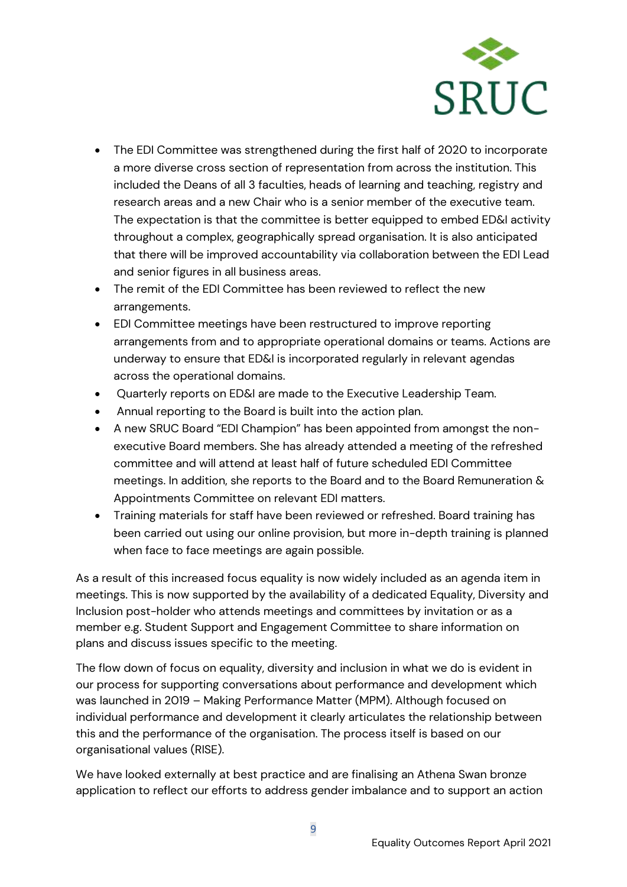- The EDI Committee was strengthened during the first half of 2020 to incorporate a more diverse cross section of representation from across the institution. This included the Deans of all 3 faculties, heads of learning and teaching, registry and research areas and a new Chair who is a senior member of the executive team. The expectation is that the committee is better equipped to embed ED&I activity throughout a complex, geographically spread organisation. It is also anticipated that there will be improved accountability via collaboration between the EDI Lead and senior figures in all business areas.
- The remit of the EDI Committee has been reviewed to reflect the new arrangements.
- EDI Committee meetings have been restructured to improve reporting arrangements from and to appropriate operational domains or teams. Actions are underway to ensure that ED&I is incorporated regularly in relevant agendas across the operational domains.
- Quarterly reports on ED&I are made to the Executive Leadership Team.
- Annual reporting to the Board is built into the action plan.
- A new SRUC Board "EDI Champion" has been appointed from amongst the non-executive Board members. She has already attended a meeting of the refreshed committee and will attend at least half of future scheduled EDI Committee meetings. In addition, she reports to the Board and to the Board Remuneration & Appointments Committee on relevant EDI matters.
- Training materials for staff have been reviewed or refreshed. Board training has been carried out using our online provision, but more in-depth training is planned when face to face meetings are again possible.

As a result of this increased focus equality is now widely included as an agenda item in meetings. This is now supported by the availability of a dedicated Equality, Diversity and Inclusion post-holder who attends meetings and committees by invitation or as a member e.g. Student Support and Engagement Committee to share information on plans and discuss issues specific to the meeting.

The flow down of focus on equality, diversity and inclusion in what we do is evident in our process for supporting conversations about performance and development which was launched in 2019 – Making Performance Matter (MPM). Although focused on individual performance and development it clearly articulates the relationship between this and the performance of the organisation. The process itself is based on our organisational values (RISE).

We have looked externally at best practice and are finalising an Athena Swan bronze application to reflect our efforts to address gender imbalance and to support an action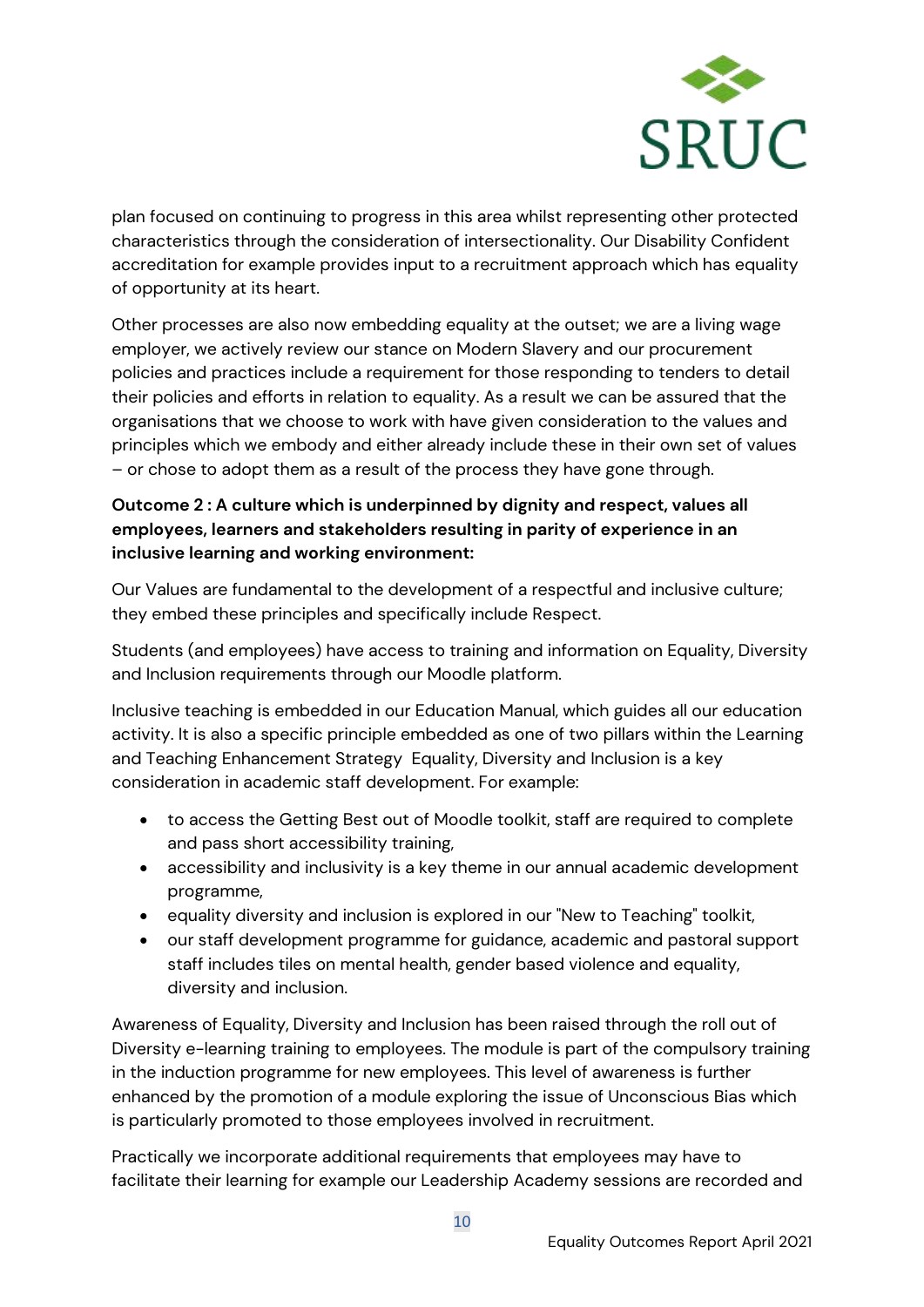plan focused on continuing to progress in this area whilst representing other protected characteristics through the consideration of intersectionality. Our Disability Confident accreditation for example provides input to a recruitment approach which has equality of opportunity at its heart.

Other processes are also now embedding equality at the outset; we are a living wage employer, we actively review our stance on Modern Slavery and our procurement policies and practices include a requirement for those responding to tenders to detail their policies and efforts in relation to equality. As a result we can be assured that the organisations that we choose to work with have given consideration to the values and principles which we embody and either already include these in their own set of values – or chose to adopt them as a result of the process they have gone through.

**Outcome 2 : A culture which is underpinned by dignity and respect, values all employees, learners and stakeholders resulting in parity of experience in an inclusive learning and working environment:**

Our Values are fundamental to the development of a respectful and inclusive culture; they embed these principles and specifically include Respect.

Students (and employees) have access to training and information on Equality, Diversity and Inclusion requirements through our Moodle platform.

Inclusive teaching is embedded in our Education Manual, which guides all our education activity. It is also a specific principle embedded as one of two pillars within the Learning and Teaching Enhancement Strategy  Equality, Diversity and Inclusion is a key consideration in academic staff development. For example:

- to access the Getting Best out of Moodle toolkit, staff are required to complete and pass short accessibility training,
- accessibility and inclusivity is a key theme in our annual academic development programme,
- equality diversity and inclusion is explored in our "New to Teaching" toolkit,
- our staff development programme for guidance, academic and pastoral support staff includes tiles on mental health, gender based violence and equality, diversity and inclusion.

Awareness of Equality, Diversity and Inclusion has been raised through the roll out of Diversity e-learning training to employees. The module is part of the compulsory training in the induction programme for new employees. This level of awareness is further enhanced by the promotion of a module exploring the issue of Unconscious Bias which is particularly promoted to those employees involved in recruitment.

Practically we incorporate additional requirements that employees may have to facilitate their learning for example our Leadership Academy sessions are recorded and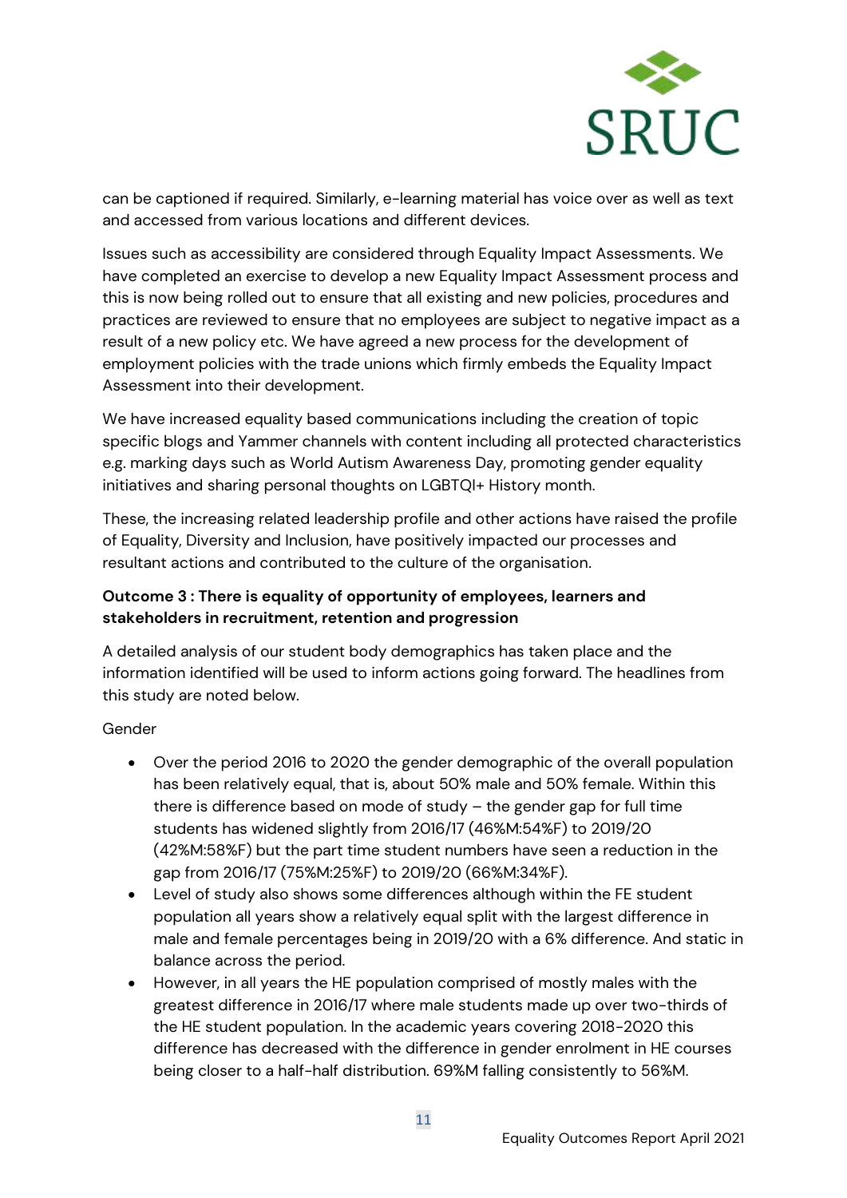can be captioned if required. Similarly, e-learning material has voice over as well as text and accessed from various locations and different devices.

Issues such as accessibility are considered through Equality Impact Assessments. We have completed an exercise to develop a new Equality Impact Assessment process and this is now being rolled out to ensure that all existing and new policies, procedures and practices are reviewed to ensure that no employees are subject to negative impact as a result of a new policy etc. We have agreed a new process for the development of employment policies with the trade unions which firmly embeds the Equality Impact Assessment into their development.

We have increased equality based communications including the creation of topic specific blogs and Yammer channels with content including all protected characteristics e.g. marking days such as World Autism Awareness Day, promoting gender equality initiatives and sharing personal thoughts on LGBTQI+ History month.

These, the increasing related leadership profile and other actions have raised the profile of Equality, Diversity and Inclusion, have positively impacted our processes and resultant actions and contributed to the culture of the organisation.

**Outcome 3 : There is equality of opportunity of employees, learners and stakeholders in recruitment, retention and progression**

A detailed analysis of our student body demographics has taken place and the information identified will be used to inform actions going forward. The headlines from this study are noted below.

Gender

- Over the period 2016 to 2020 the gender demographic of the overall population has been relatively equal, that is, about 50% male and 50% female. Within this there is difference based on mode of study – the gender gap for full time students has widened slightly from 2016/17 (46%M:54%F) to 2019/20 (42%M:58%F) but the part time student numbers have seen a reduction in the gap from 2016/17 (75%M:25%F) to 2019/20 (66%M:34%F).
- Level of study also shows some differences although within the FE student population all years show a relatively equal split with the largest difference in male and female percentages being in 2019/20 with a 6% difference. And static in balance across the period.
- However, in all years the HE population comprised of mostly males with the greatest difference in 2016/17 where male students made up over two-thirds of the HE student population. In the academic years covering 2018-2020 this difference has decreased with the difference in gender enrolment in HE courses being closer to a half-half distribution. 69%M falling consistently to 56%M.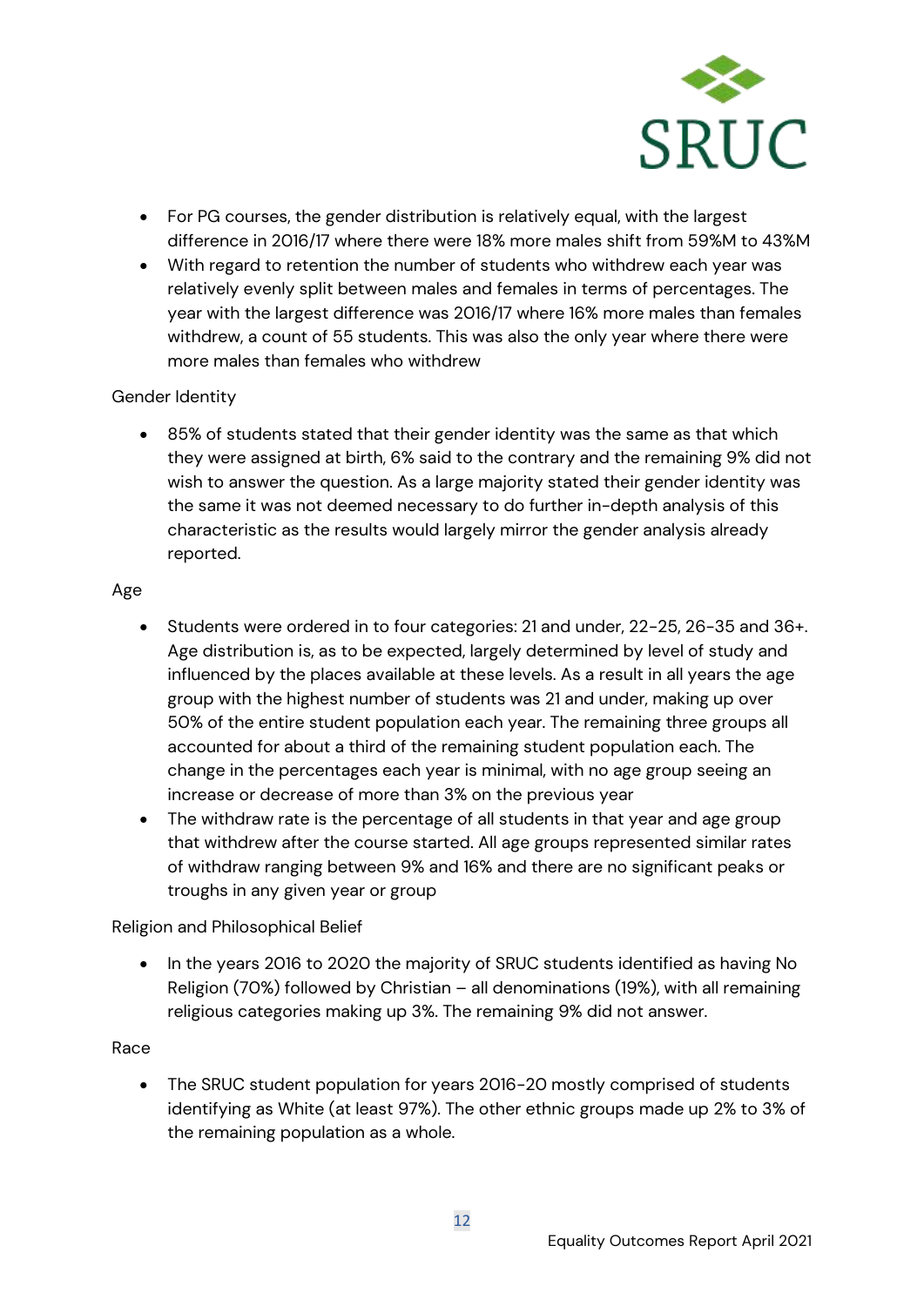- For PG courses, the gender distribution is relatively equal, with the largest difference in 2016/17 where there were 18% more males shift from 59%M to 43%M
- With regard to retention the number of students who withdrew each year was relatively evenly split between males and females in terms of percentages. The year with the largest difference was 2016/17 where 16% more males than females withdrew, a count of 55 students. This was also the only year where there were more males than females who withdrew

Gender Identity

- 85% of students stated that their gender identity was the same as that which they were assigned at birth, 6% said to the contrary and the remaining 9% did not wish to answer the question. As a large majority stated their gender identity was the same it was not deemed necessary to do further in-depth analysis of this characteristic as the results would largely mirror the gender analysis already reported.

Age

- Students were ordered in to four categories: 21 and under, 22-25, 26-35 and 36+. Age distribution is, as to be expected, largely determined by level of study and influenced by the places available at these levels. As a result in all years the age group with the highest number of students was 21 and under, making up over 50% of the entire student population each year. The remaining three groups all accounted for about a third of the remaining student population each. The change in the percentages each year is minimal, with no age group seeing an increase or decrease of more than 3% on the previous year
- The withdraw rate is the percentage of all students in that year and age group that withdrew after the course started. All age groups represented similar rates of withdraw ranging between 9% and 16% and there are no significant peaks or troughs in any given year or group

Religion and Philosophical Belief

- In the years 2016 to 2020 the majority of SRUC students identified as having No Religion (70%) followed by Christian – all denominations (19%), with all remaining religious categories making up 3%. The remaining 9% did not answer.

Race

- The SRUC student population for years 2016-20 mostly comprised of students identifying as White (at least 97%). The other ethnic groups made up 2% to 3% of the remaining population as a whole.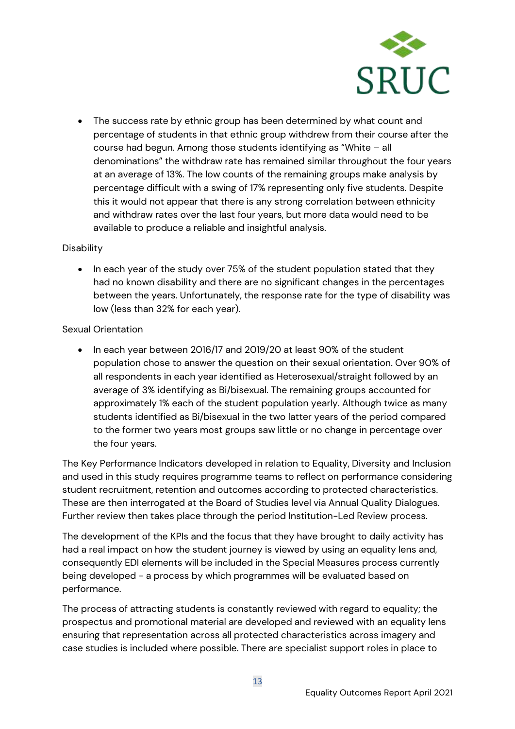- The success rate by ethnic group has been determined by what count and percentage of students in that ethnic group withdrew from their course after the course had begun. Among those students identifying as "White – all denominations" the withdraw rate has remained similar throughout the four years at an average of 13%. The low counts of the remaining groups make analysis by percentage difficult with a swing of 17% representing only five students. Despite this it would not appear that there is any strong correlation between ethnicity and withdraw rates over the last four years, but more data would need to be available to produce a reliable and insightful analysis.

Disability

- In each year of the study over 75% of the student population stated that they had no known disability and there are no significant changes in the percentages between the years. Unfortunately, the response rate for the type of disability was low (less than 32% for each year).

Sexual Orientation

- In each year between 2016/17 and 2019/20 at least 90% of the student population chose to answer the question on their sexual orientation. Over 90% of all respondents in each year identified as Heterosexual/straight followed by an average of 3% identifying as Bi/bisexual. The remaining groups accounted for approximately 1% each of the student population yearly. Although twice as many students identified as Bi/bisexual in the two latter years of the period compared to the former two years most groups saw little or no change in percentage over the four years.

The Key Performance Indicators developed in relation to Equality, Diversity and Inclusion and used in this study requires programme teams to reflect on performance considering student recruitment, retention and outcomes according to protected characteristics. These are then interrogated at the Board of Studies level via Annual Quality Dialogues. Further review then takes place through the period Institution-Led Review process.

The development of the KPIs and the focus that they have brought to daily activity has had a real impact on how the student journey is viewed by using an equality lens and, consequently EDI elements will be included in the Special Measures process currently being developed - a process by which programmes will be evaluated based on performance.

The process of attracting students is constantly reviewed with regard to equality; the prospectus and promotional material are developed and reviewed with an equality lens ensuring that representation across all protected characteristics across imagery and case studies is included where possible. There are specialist support roles in place to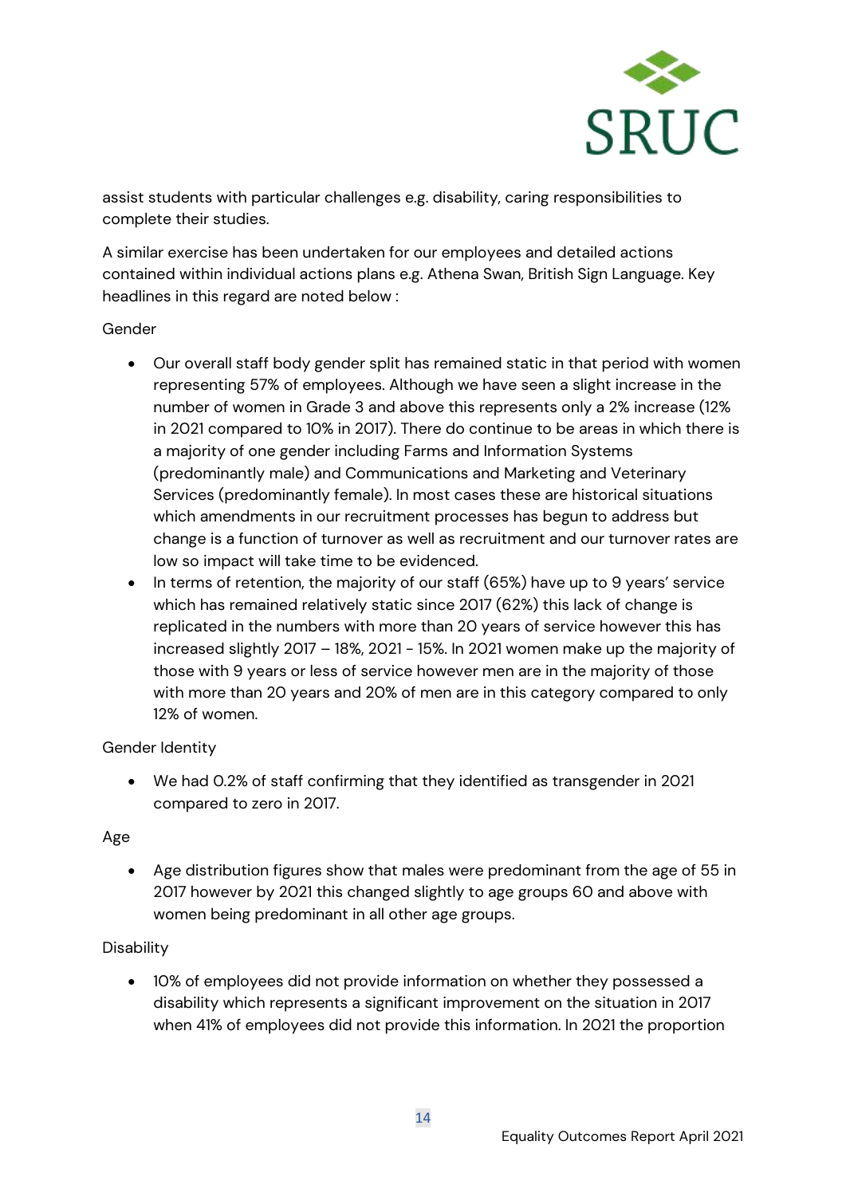assist students with particular challenges e.g. disability, caring responsibilities to complete their studies.

A similar exercise has been undertaken for our employees and detailed actions contained within individual actions plans e.g. Athena Swan, British Sign Language. Key headlines in this regard are noted below :

Gender

- Our overall staff body gender split has remained static in that period with women representing 57% of employees. Although we have seen a slight increase in the number of women in Grade 3 and above this represents only a 2% increase (12% in 2021 compared to 10% in 2017). There do continue to be areas in which there is a majority of one gender including Farms and Information Systems (predominantly male) and Communications and Marketing and Veterinary Services (predominantly female). In most cases these are historical situations which amendments in our recruitment processes has begun to address but change is a function of turnover as well as recruitment and our turnover rates are low so impact will take time to be evidenced.
- In terms of retention, the majority of our staff (65%) have up to 9 years' service which has remained relatively static since 2017 (62%) this lack of change is replicated in the numbers with more than 20 years of service however this has increased slightly 2017 – 18%, 2021 - 15%. In 2021 women make up the majority of those with 9 years or less of service however men are in the majority of those with more than 20 years and 20% of men are in this category compared to only 12% of women.

Gender Identity

- We had 0.2% of staff confirming that they identified as transgender in 2021 compared to zero in 2017.

Age

- Age distribution figures show that males were predominant from the age of 55 in 2017 however by 2021 this changed slightly to age groups 60 and above with women being predominant in all other age groups.

Disability

- 10% of employees did not provide information on whether they possessed a disability which represents a significant improvement on the situation in 2017 when 41% of employees did not provide this information. In 2021 the proportion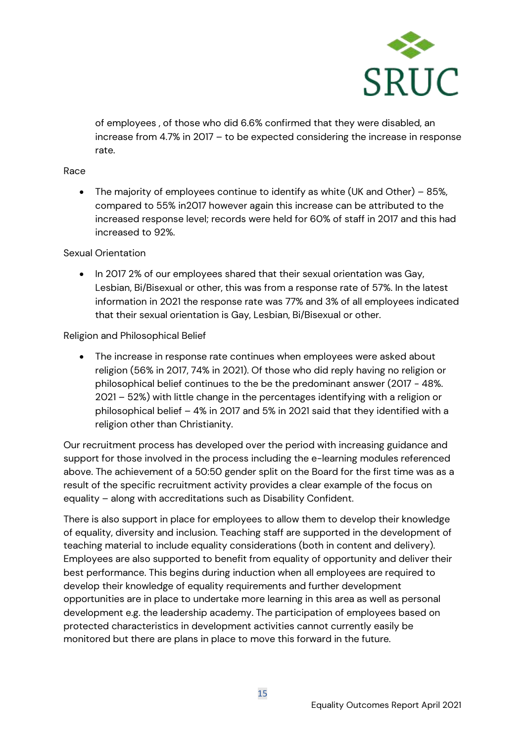of employees , of those who did 6.6% confirmed that they were disabled, an increase from 4.7% in 2017 – to be expected considering the increase in response rate.

Race

- The majority of employees continue to identify as white (UK and Other) – 85%, compared to 55% in2017 however again this increase can be attributed to the increased response level; records were held for 60% of staff in 2017 and this had increased to 92%.

Sexual Orientation

- In 2017 2% of our employees shared that their sexual orientation was Gay, Lesbian, Bi/Bisexual or other, this was from a response rate of 57%. In the latest information in 2021 the response rate was 77% and 3% of all employees indicated that their sexual orientation is Gay, Lesbian, Bi/Bisexual or other.

Religion and Philosophical Belief

- The increase in response rate continues when employees were asked about religion (56% in 2017, 74% in 2021). Of those who did reply having no religion or philosophical belief continues to the be the predominant answer (2017 - 48%. 2021 – 52%) with little change in the percentages identifying with a religion or philosophical belief – 4% in 2017 and 5% in 2021 said that they identified with a religion other than Christianity.

Our recruitment process has developed over the period with increasing guidance and support for those involved in the process including the e-learning modules referenced above. The achievement of a 50:50 gender split on the Board for the first time was as a result of the specific recruitment activity provides a clear example of the focus on equality – along with accreditations such as Disability Confident.

There is also support in place for employees to allow them to develop their knowledge of equality, diversity and inclusion. Teaching staff are supported in the development of teaching material to include equality considerations (both in content and delivery). Employees are also supported to benefit from equality of opportunity and deliver their best performance. This begins during induction when all employees are required to develop their knowledge of equality requirements and further development opportunities are in place to undertake more learning in this area as well as personal development e.g. the leadership academy. The participation of employees based on protected characteristics in development activities cannot currently easily be monitored but there are plans in place to move this forward in the future.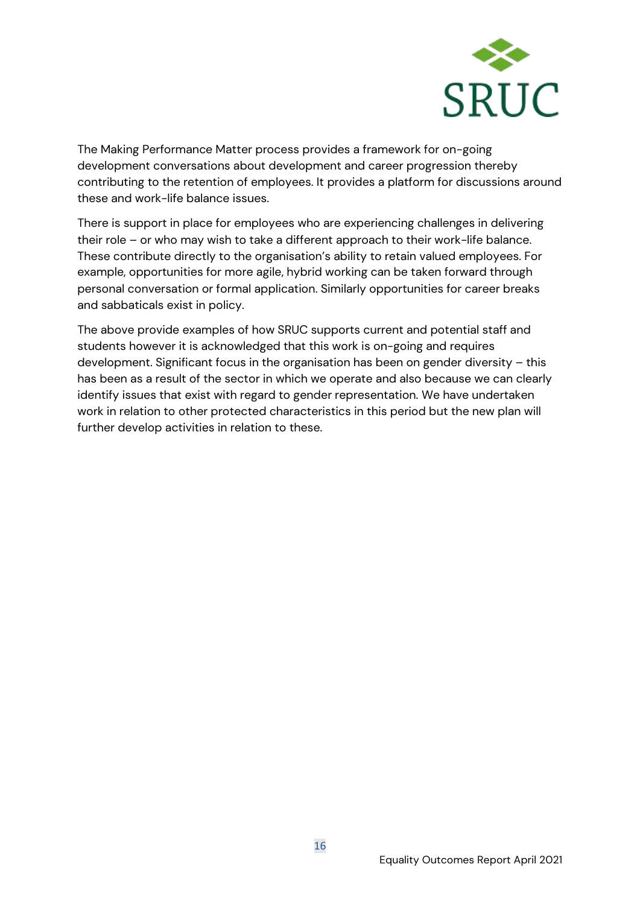The Making Performance Matter process provides a framework for on-going development conversations about development and career progression thereby contributing to the retention of employees. It provides a platform for discussions around these and work-life balance issues.

There is support in place for employees who are experiencing challenges in delivering their role – or who may wish to take a different approach to their work-life balance. These contribute directly to the organisation's ability to retain valued employees. For example, opportunities for more agile, hybrid working can be taken forward through personal conversation or formal application. Similarly opportunities for career breaks and sabbaticals exist in policy.

The above provide examples of how SRUC supports current and potential staff and students however it is acknowledged that this work is on-going and requires development. Significant focus in the organisation has been on gender diversity – this has been as a result of the sector in which we operate and also because we can clearly identify issues that exist with regard to gender representation. We have undertaken work in relation to other protected characteristics in this period but the new plan will further develop activities in relation to these.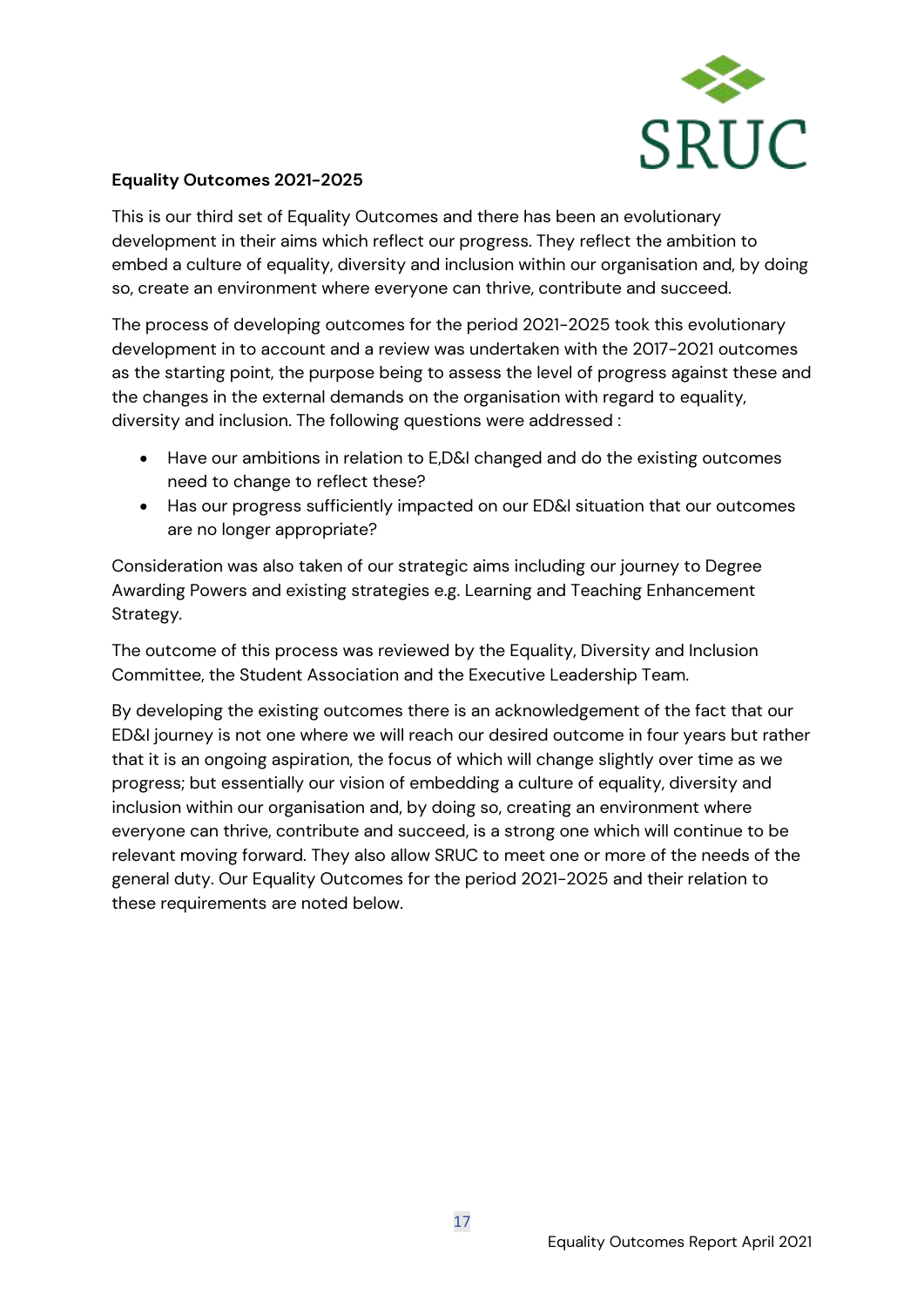**Equality Outcomes 2021-2025**

This is our third set of Equality Outcomes and there has been an evolutionary development in their aims which reflect our progress. They reflect the ambition to embed a culture of equality, diversity and inclusion within our organisation and, by doing so, create an environment where everyone can thrive, contribute and succeed.

The process of developing outcomes for the period 2021-2025 took this evolutionary development in to account and a review was undertaken with the 2017-2021 outcomes as the starting point, the purpose being to assess the level of progress against these and the changes in the external demands on the organisation with regard to equality, diversity and inclusion. The following questions were addressed :

- Have our ambitions in relation to E,D&I changed and do the existing outcomes need to change to reflect these?
- Has our progress sufficiently impacted on our ED&I situation that our outcomes are no longer appropriate?

Consideration was also taken of our strategic aims including our journey to Degree Awarding Powers and existing strategies e.g. Learning and Teaching Enhancement Strategy.

The outcome of this process was reviewed by the Equality, Diversity and Inclusion Committee, the Student Association and the Executive Leadership Team.

By developing the existing outcomes there is an acknowledgement of the fact that our ED&I journey is not one where we will reach our desired outcome in four years but rather that it is an ongoing aspiration, the focus of which will change slightly over time as we progress; but essentially our vision of embedding a culture of equality, diversity and inclusion within our organisation and, by doing so, creating an environment where everyone can thrive, contribute and succeed, is a strong one which will continue to be relevant moving forward. They also allow SRUC to meet one or more of the needs of the general duty. Our Equality Outcomes for the period 2021-2025 and their relation to these requirements are noted below.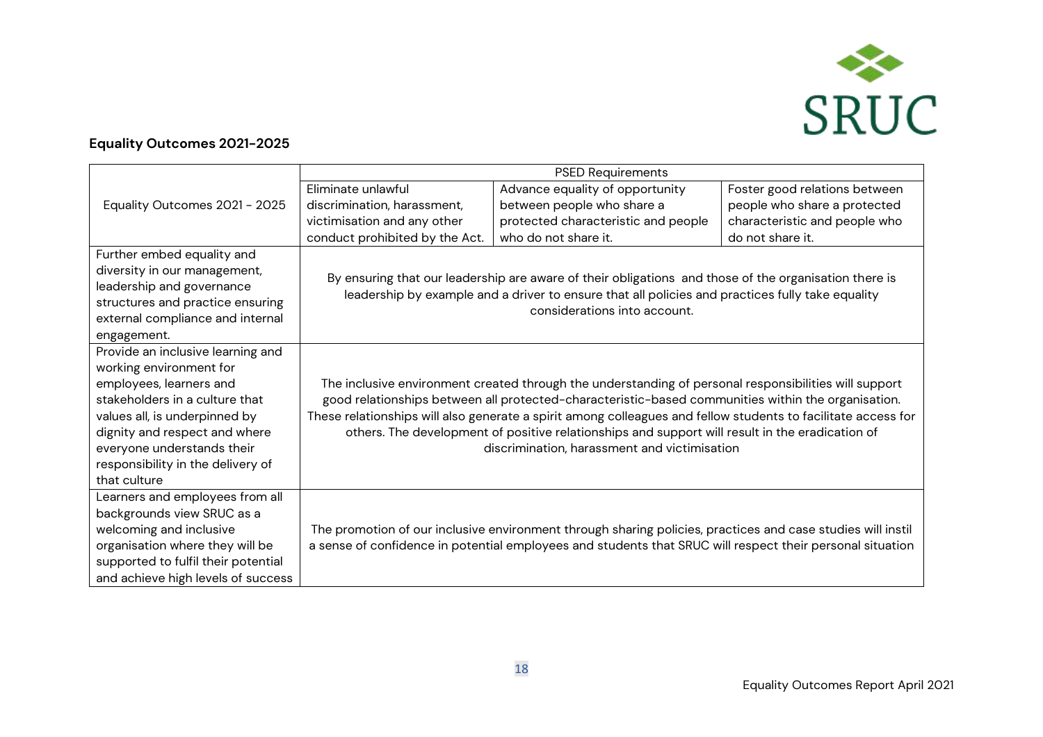**Equality Outcomes 2021-2025**

| Equality Outcomes 2021 - 2025 | PSED Requirements | | |
|---|---|---|---|
| | Eliminate unlawful discrimination, harassment, victimisation and any other conduct prohibited by the Act. | Advance equality of opportunity between people who share a protected characteristic and people who do not share it. | Foster good relations between people who share a protected characteristic and people who do not share it. |
| Further embed equality and diversity in our management, leadership and governance structures and practice ensuring external compliance and internal engagement. | By ensuring that our leadership are aware of their obligations and those of the organisation there is leadership by example and a driver to ensure that all policies and practices fully take equality considerations into account. | | |
| Provide an inclusive learning and working environment for employees, learners and stakeholders in a culture that values all, is underpinned by dignity and respect and where everyone understands their responsibility in the delivery of that culture | The inclusive environment created through the understanding of personal responsibilities will support good relationships between all protected-characteristic-based communities within the organisation. These relationships will also generate a spirit among colleagues and fellow students to facilitate access for others. The development of positive relationships and support will result in the eradication of discrimination, harassment and victimisation | | |
| Learners and employees from all backgrounds view SRUC as a welcoming and inclusive organisation where they will be supported to fulfil their potential and achieve high levels of success | The promotion of our inclusive environment through sharing policies, practices and case studies will instil a sense of confidence in potential employees and students that SRUC will respect their personal situation | | |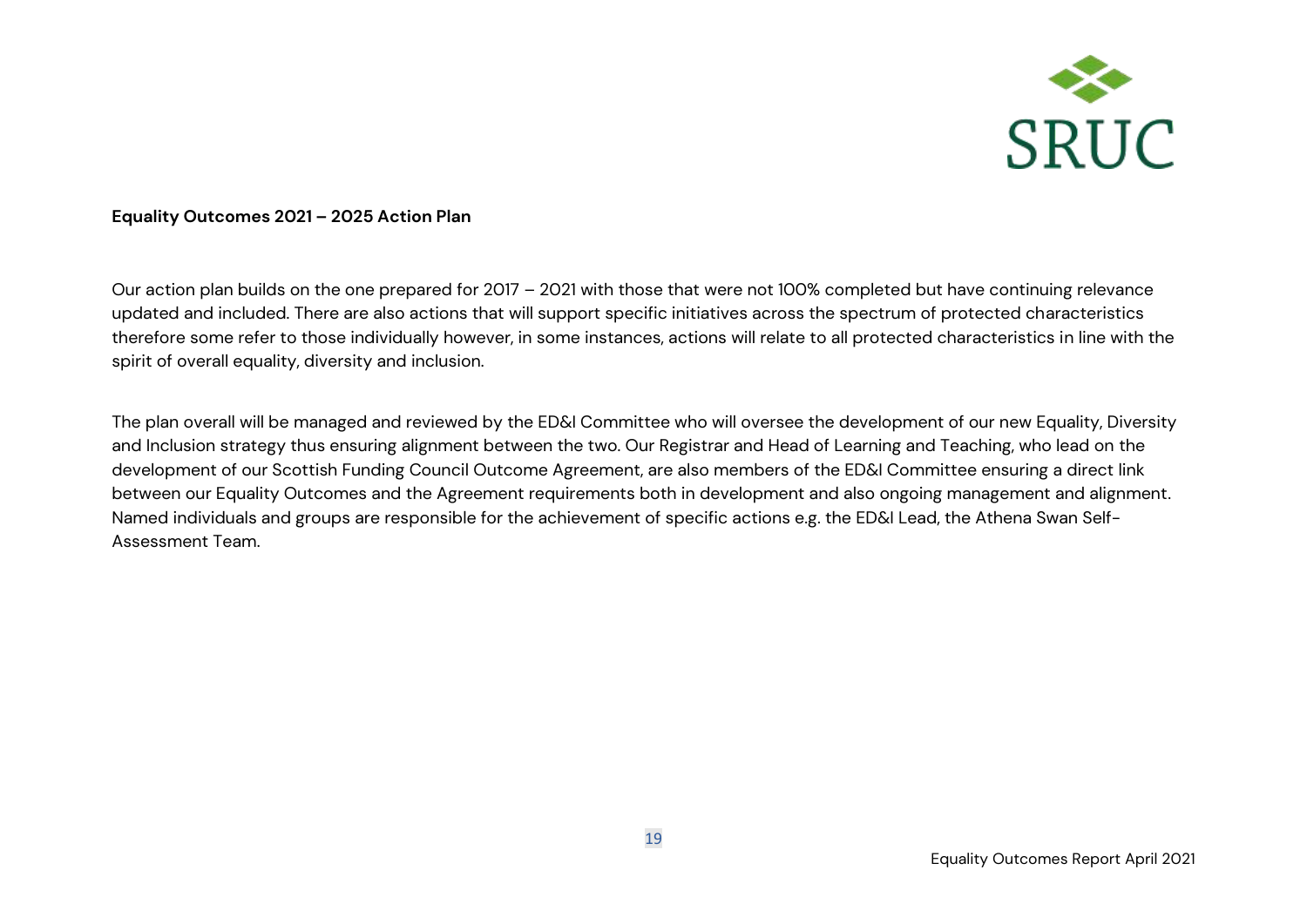**Equality Outcomes 2021 – 2025 Action Plan**

Our action plan builds on the one prepared for 2017 – 2021 with those that were not 100% completed but have continuing relevance updated and included. There are also actions that will support specific initiatives across the spectrum of protected characteristics therefore some refer to those individually however, in some instances, actions will relate to all protected characteristics in line with the spirit of overall equality, diversity and inclusion.

The plan overall will be managed and reviewed by the ED&I Committee who will oversee the development of our new Equality, Diversity and Inclusion strategy thus ensuring alignment between the two. Our Registrar and Head of Learning and Teaching, who lead on the development of our Scottish Funding Council Outcome Agreement, are also members of the ED&I Committee ensuring a direct link between our Equality Outcomes and the Agreement requirements both in development and also ongoing management and alignment. Named individuals and groups are responsible for the achievement of specific actions e.g. the ED&I Lead, the Athena Swan Self-Assessment Team.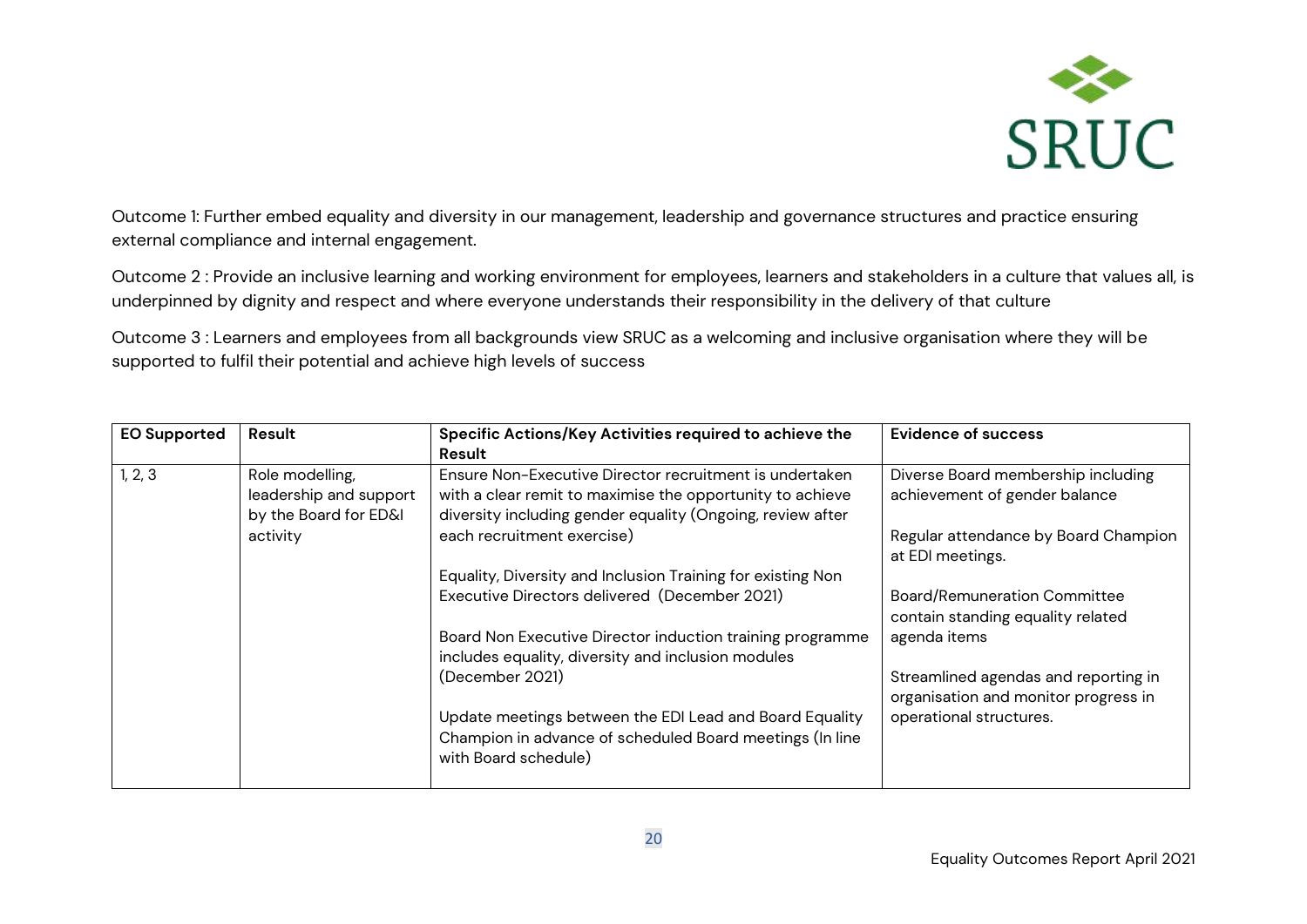Outcome 1: Further embed equality and diversity in our management, leadership and governance structures and practice ensuring external compliance and internal engagement.

Outcome 2 : Provide an inclusive learning and working environment for employees, learners and stakeholders in a culture that values all, is underpinned by dignity and respect and where everyone understands their responsibility in the delivery of that culture

Outcome 3 : Learners and employees from all backgrounds view SRUC as a welcoming and inclusive organisation where they will be supported to fulfil their potential and achieve high levels of success

| EO Supported | Result | Specific Actions/Key Activities required to achieve the Result | Evidence of success |
|---|---|---|---|
| 1, 2, 3 | Role modelling, leadership and support by the Board for ED&I activity | Ensure Non-Executive Director recruitment is undertaken with a clear remit to maximise the opportunity to achieve diversity including gender equality (Ongoing, review after each recruitment exercise)<br><br>Equality, Diversity and Inclusion Training for existing Non Executive Directors delivered (December 2021)<br><br>Board Non Executive Director induction training programme includes equality, diversity and inclusion modules (December 2021)<br><br>Update meetings between the EDI Lead and Board Equality Champion in advance of scheduled Board meetings (In line with Board schedule) | Diverse Board membership including achievement of gender balance<br><br>Regular attendance by Board Champion at EDI meetings.<br><br>Board/Remuneration Committee contain standing equality related agenda items<br><br>Streamlined agendas and reporting in organisation and monitor progress in operational structures. |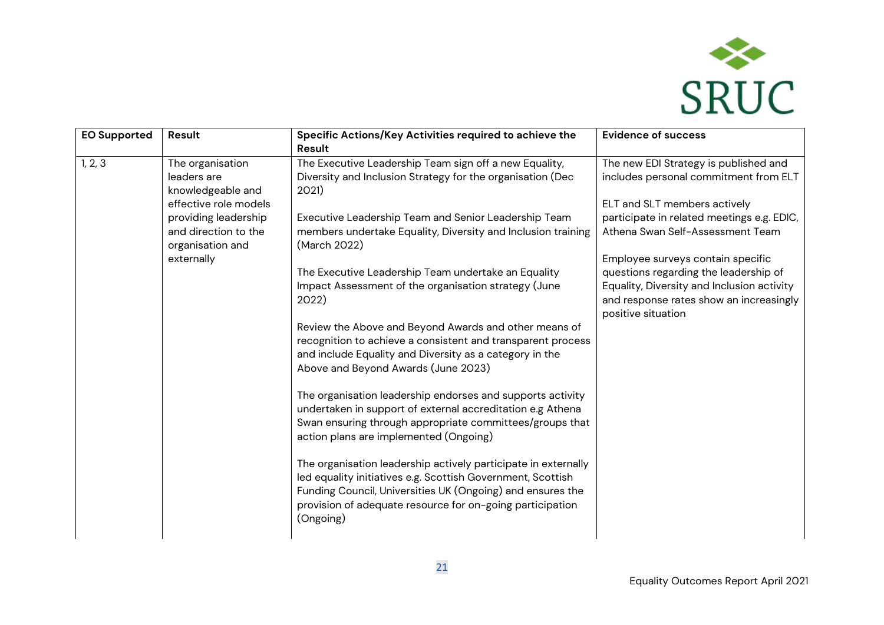| EO Supported | Result | Specific Actions/Key Activities required to achieve the Result | Evidence of success |
|---|---|---|---|
| 1, 2, 3 | The organisation leaders are knowledgeable and effective role models providing leadership and direction to the organisation and externally | The Executive Leadership Team sign off a new Equality, Diversity and Inclusion Strategy for the organisation (Dec 2021)<br><br>Executive Leadership Team and Senior Leadership Team members undertake Equality, Diversity and Inclusion training (March 2022)<br><br>The Executive Leadership Team undertake an Equality Impact Assessment of the organisation strategy (June 2022)<br><br>Review the Above and Beyond Awards and other means of recognition to achieve a consistent and transparent process and include Equality and Diversity as a category in the Above and Beyond Awards (June 2023)<br><br>The organisation leadership endorses and supports activity undertaken in support of external accreditation e.g Athena Swan ensuring through appropriate committees/groups that action plans are implemented (Ongoing)<br><br>The organisation leadership actively participate in externally led equality initiatives e.g. Scottish Government, Scottish Funding Council, Universities UK (Ongoing) and ensures the provision of adequate resource for on-going participation (Ongoing) | The new EDI Strategy is published and includes personal commitment from ELT<br><br>ELT and SLT members actively participate in related meetings e.g. EDIC, Athena Swan Self-Assessment Team<br><br>Employee surveys contain specific questions regarding the leadership of Equality, Diversity and Inclusion activity and response rates show an increasingly positive situation |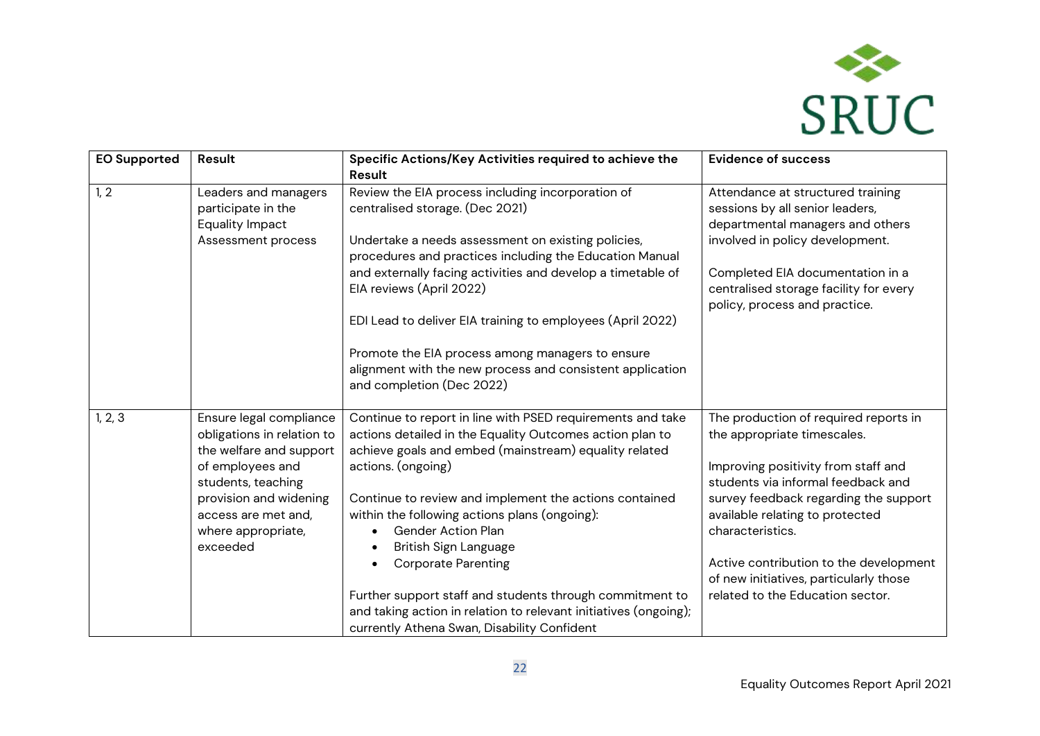| EO Supported | Result | Specific Actions/Key Activities required to achieve the Result | Evidence of success |
|---|---|---|---|
| 1, 2 | Leaders and managers participate in the Equality Impact Assessment process | Review the EIA process including incorporation of centralised storage. (Dec 2021)<br><br>Undertake a needs assessment on existing policies, procedures and practices including the Education Manual and externally facing activities and develop a timetable of EIA reviews (April 2022)<br><br>EDI Lead to deliver EIA training to employees (April 2022)<br><br>Promote the EIA process among managers to ensure alignment with the new process and consistent application and completion (Dec 2022) | Attendance at structured training sessions by all senior leaders, departmental managers and others involved in policy development.<br><br>Completed EIA documentation in a centralised storage facility for every policy, process and practice. |
| 1, 2, 3 | Ensure legal compliance obligations in relation to the welfare and support of employees and students, teaching provision and widening access are met and, where appropriate, exceeded | Continue to report in line with PSED requirements and take actions detailed in the Equality Outcomes action plan to achieve goals and embed (mainstream) equality related actions. (ongoing)<br><br>Continue to review and implement the actions contained within the following actions plans (ongoing):<br>• Gender Action Plan<br>• British Sign Language<br>• Corporate Parenting<br><br>Further support staff and students through commitment to and taking action in relation to relevant initiatives (ongoing); currently Athena Swan, Disability Confident | The production of required reports in the appropriate timescales.<br><br>Improving positivity from staff and students via informal feedback and survey feedback regarding the support available relating to protected characteristics.<br><br>Active contribution to the development of new initiatives, particularly those related to the Education sector. |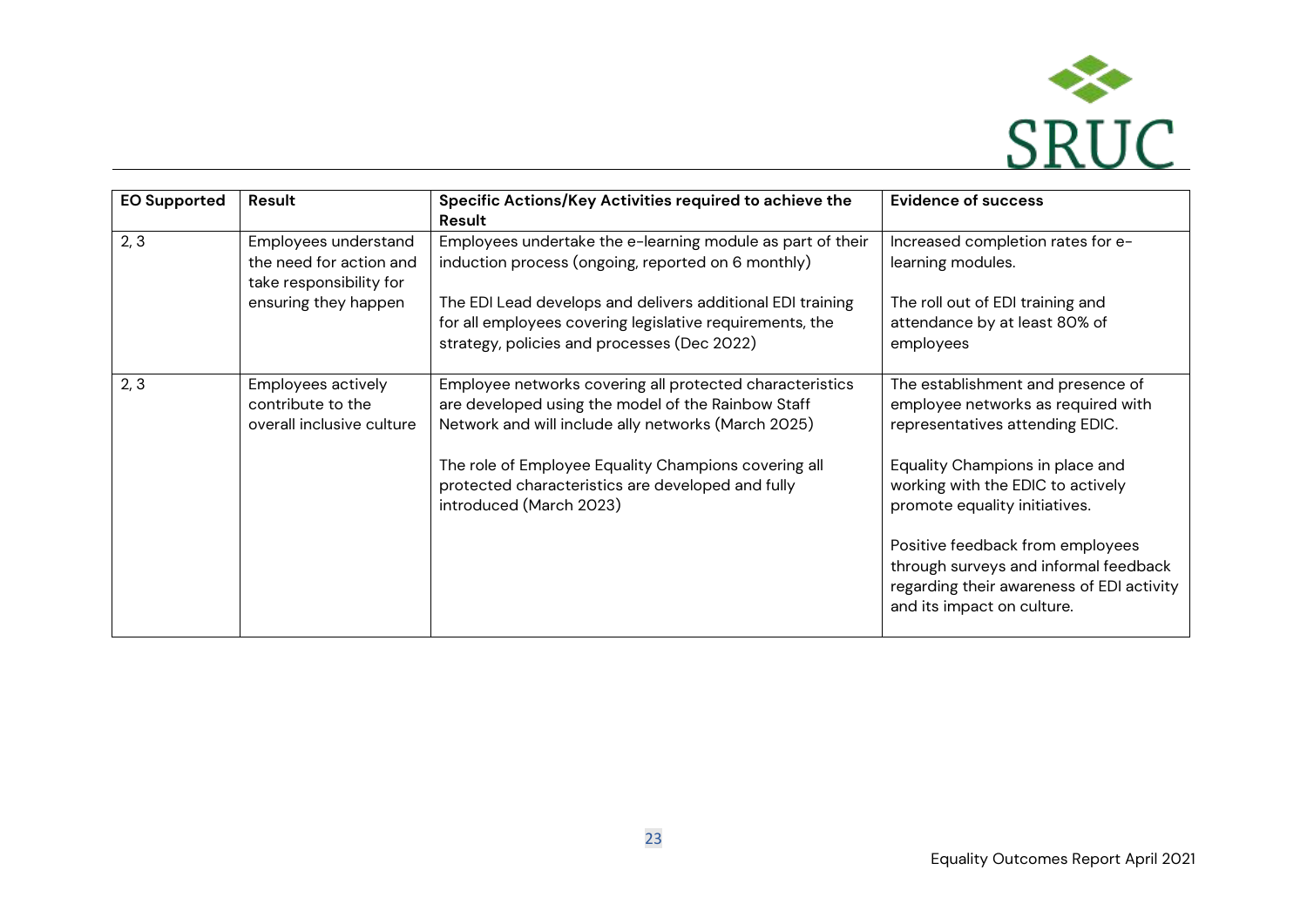| EO Supported | Result | Specific Actions/Key Activities required to achieve the Result | Evidence of success |
|---|---|---|---|
| 2, 3 | Employees understand the need for action and take responsibility for ensuring they happen | Employees undertake the e-learning module as part of their induction process (ongoing, reported on 6 monthly)<br><br>The EDI Lead develops and delivers additional EDI training for all employees covering legislative requirements, the strategy, policies and processes (Dec 2022) | Increased completion rates for e-learning modules.<br><br>The roll out of EDI training and attendance by at least 80% of employees |
| 2, 3 | Employees actively contribute to the overall inclusive culture | Employee networks covering all protected characteristics are developed using the model of the Rainbow Staff Network and will include ally networks (March 2025)<br><br>The role of Employee Equality Champions covering all protected characteristics are developed and fully introduced (March 2023) | The establishment and presence of employee networks as required with representatives attending EDIC.<br><br>Equality Champions in place and working with the EDIC to actively promote equality initiatives.<br><br>Positive feedback from employees through surveys and informal feedback regarding their awareness of EDI activity and its impact on culture. |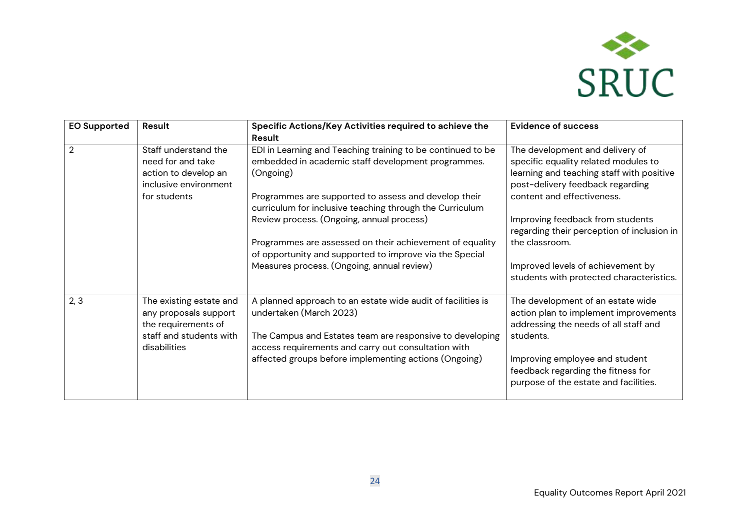| EO Supported | Result | Specific Actions/Key Activities required to achieve the Result | Evidence of success |
|---|---|---|---|
| 2 | Staff understand the need for and take action to develop an inclusive environment for students | EDI in Learning and Teaching training to be continued to be embedded in academic staff development programmes. (Ongoing)<br><br>Programmes are supported to assess and develop their curriculum for inclusive teaching through the Curriculum Review process. (Ongoing, annual process)<br><br>Programmes are assessed on their achievement of equality of opportunity and supported to improve via the Special Measures process. (Ongoing, annual review) | The development and delivery of specific equality related modules to learning and teaching staff with positive post-delivery feedback regarding content and effectiveness.<br><br>Improving feedback from students regarding their perception of inclusion in the classroom.<br><br>Improved levels of achievement by students with protected characteristics. |
| 2, 3 | The existing estate and any proposals support the requirements of staff and students with disabilities | A planned approach to an estate wide audit of facilities is undertaken (March 2023)<br><br>The Campus and Estates team are responsive to developing access requirements and carry out consultation with affected groups before implementing actions (Ongoing) | The development of an estate wide action plan to implement improvements addressing the needs of all staff and students.<br><br>Improving employee and student feedback regarding the fitness for purpose of the estate and facilities. |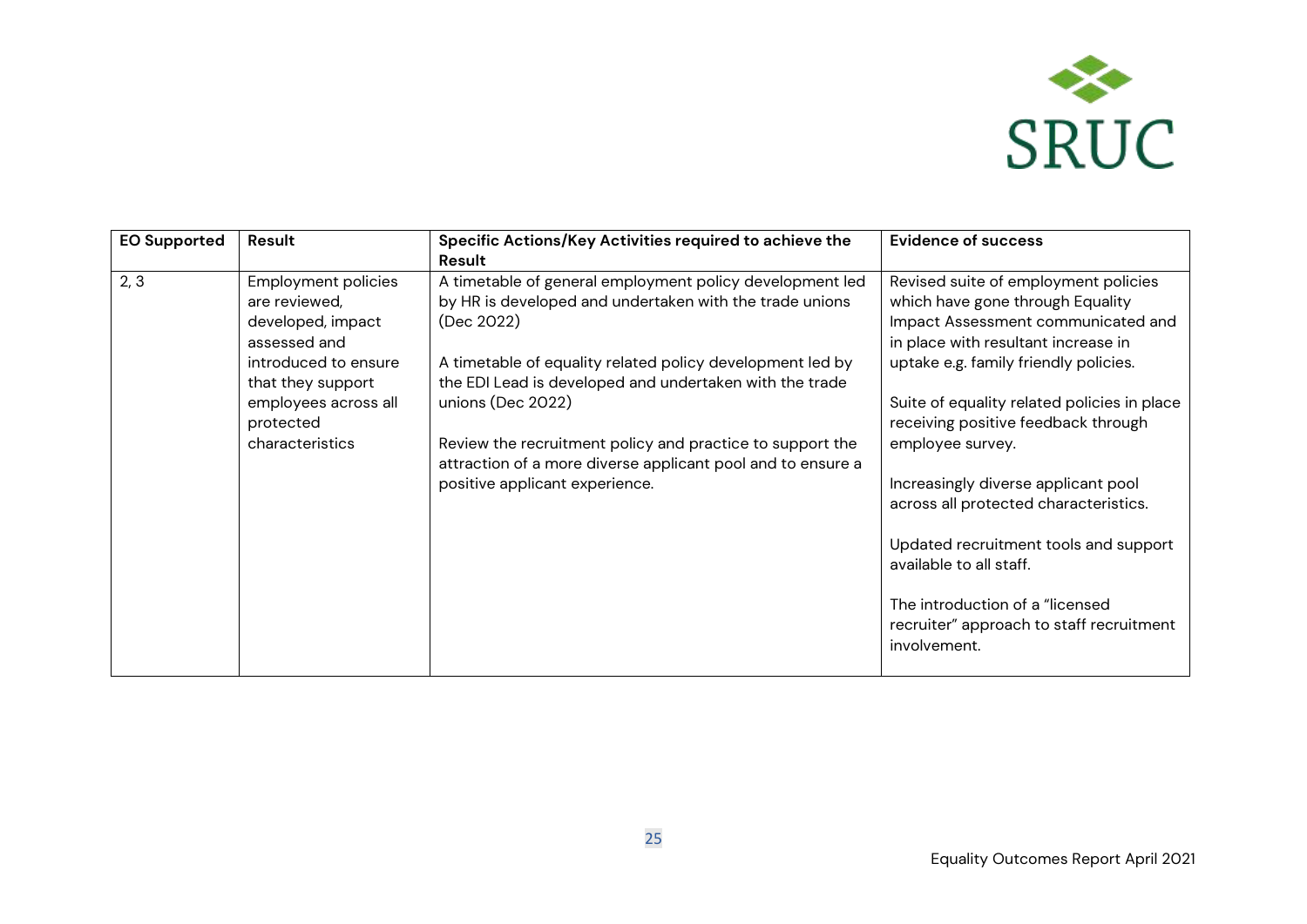| EO Supported | Result | Specific Actions/Key Activities required to achieve the Result | Evidence of success |
|---|---|---|---|
| 2, 3 | Employment policies are reviewed, developed, impact assessed and introduced to ensure that they support employees across all protected characteristics | A timetable of general employment policy development led by HR is developed and undertaken with the trade unions (Dec 2022)<br><br>A timetable of equality related policy development led by the EDI Lead is developed and undertaken with the trade unions (Dec 2022)<br><br>Review the recruitment policy and practice to support the attraction of a more diverse applicant pool and to ensure a positive applicant experience. | Revised suite of employment policies which have gone through Equality Impact Assessment communicated and in place with resultant increase in uptake e.g. family friendly policies.<br><br>Suite of equality related policies in place receiving positive feedback through employee survey.<br><br>Increasingly diverse applicant pool across all protected characteristics.<br><br>Updated recruitment tools and support available to all staff.<br><br>The introduction of a "licensed recruiter" approach to staff recruitment involvement. |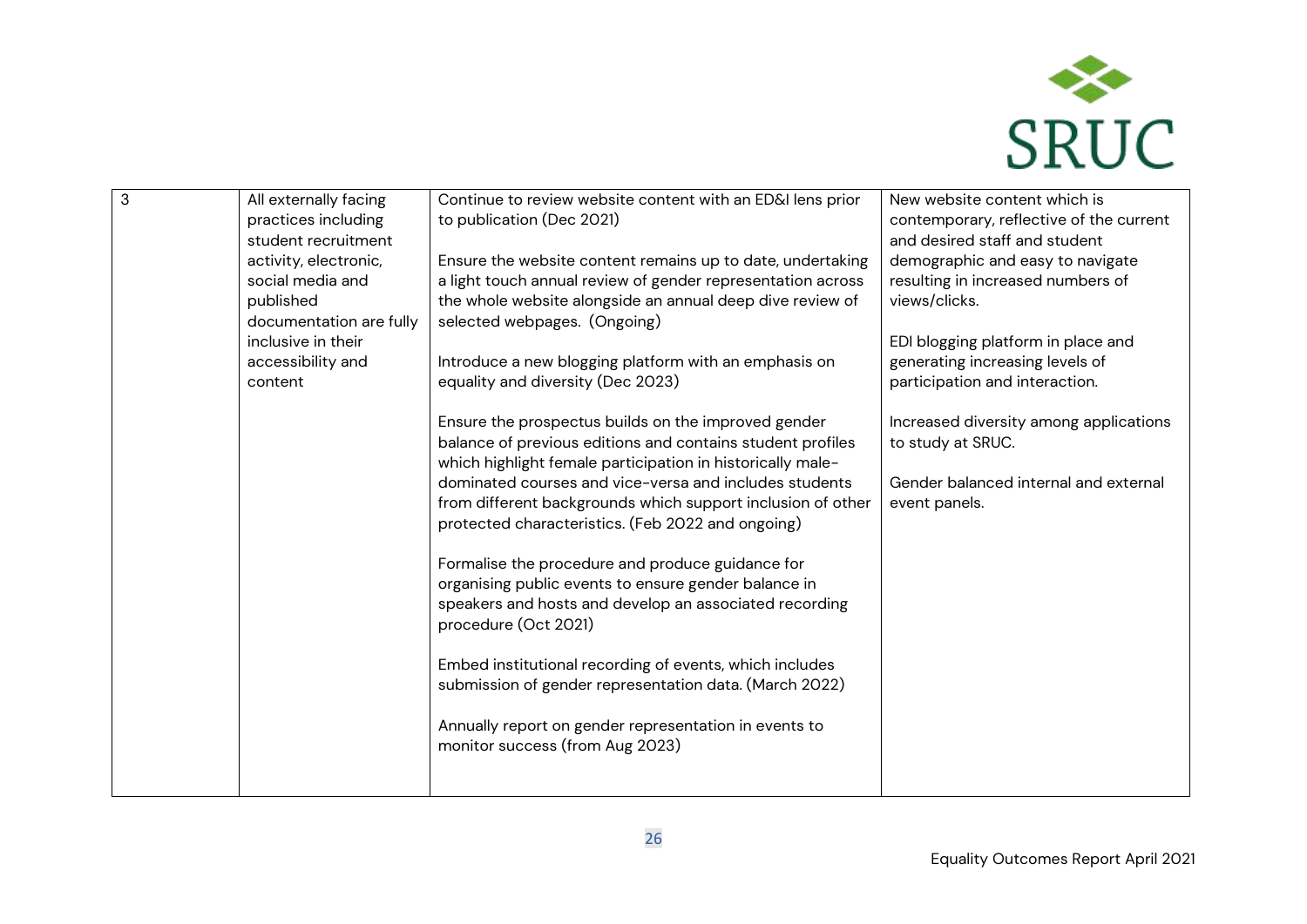| 3 | All externally facing practices including student recruitment activity, electronic, social media and published documentation are fully inclusive in their accessibility and content | Continue to review website content with an ED&I lens prior to publication (Dec 2021)<br><br>Ensure the website content remains up to date, undertaking a light touch annual review of gender representation across the whole website alongside an annual deep dive review of selected webpages. (Ongoing)<br><br>Introduce a new blogging platform with an emphasis on equality and diversity (Dec 2023)<br><br>Ensure the prospectus builds on the improved gender balance of previous editions and contains student profiles which highlight female participation in historically male-dominated courses and vice-versa and includes students from different backgrounds which support inclusion of other protected characteristics. (Feb 2022 and ongoing)<br><br>Formalise the procedure and produce guidance for organising public events to ensure gender balance in speakers and hosts and develop an associated recording procedure (Oct 2021)<br><br>Embed institutional recording of events, which includes submission of gender representation data. (March 2022)<br><br>Annually report on gender representation in events to monitor success (from Aug 2023) | New website content which is contemporary, reflective of the current and desired staff and student demographic and easy to navigate resulting in increased numbers of views/clicks.<br><br>EDI blogging platform in place and generating increasing levels of participation and interaction.<br><br>Increased diversity among applications to study at SRUC.<br><br>Gender balanced internal and external event panels. |
|---|---|---|---|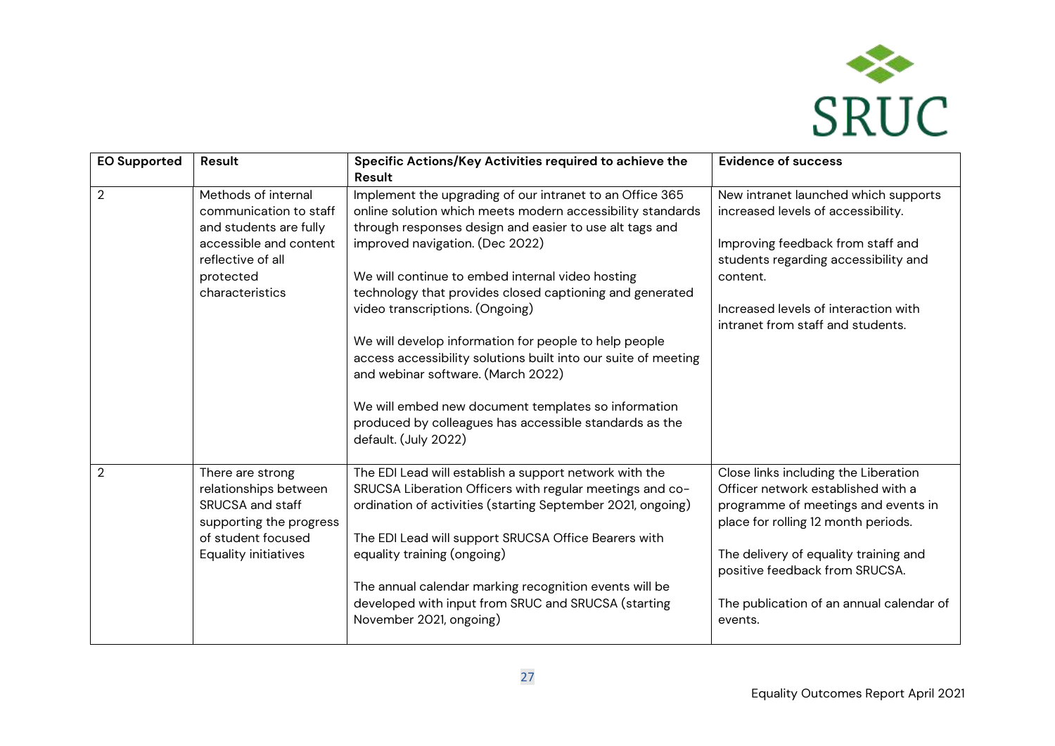| EO Supported | Result | Specific Actions/Key Activities required to achieve the Result | Evidence of success |
|---|---|---|---|
| 2 | Methods of internal communication to staff and students are fully accessible and content reflective of all protected characteristics | Implement the upgrading of our intranet to an Office 365 online solution which meets modern accessibility standards through responses design and easier to use alt tags and improved navigation. (Dec 2022)<br><br>We will continue to embed internal video hosting technology that provides closed captioning and generated video transcriptions. (Ongoing)<br><br>We will develop information for people to help people access accessibility solutions built into our suite of meeting and webinar software. (March 2022)<br><br>We will embed new document templates so information produced by colleagues has accessible standards as the default. (July 2022) | New intranet launched which supports increased levels of accessibility.<br><br>Improving feedback from staff and students regarding accessibility and content.<br><br>Increased levels of interaction with intranet from staff and students. |
| 2 | There are strong relationships between SRUCSA and staff supporting the progress of student focused Equality initiatives | The EDI Lead will establish a support network with the SRUCSA Liberation Officers with regular meetings and co-ordination of activities (starting September 2021, ongoing)<br><br>The EDI Lead will support SRUCSA Office Bearers with equality training (ongoing)<br><br>The annual calendar marking recognition events will be developed with input from SRUC and SRUCSA (starting November 2021, ongoing) | Close links including the Liberation Officer network established with a programme of meetings and events in place for rolling 12 month periods.<br><br>The delivery of equality training and positive feedback from SRUCSA.<br><br>The publication of an annual calendar of events. |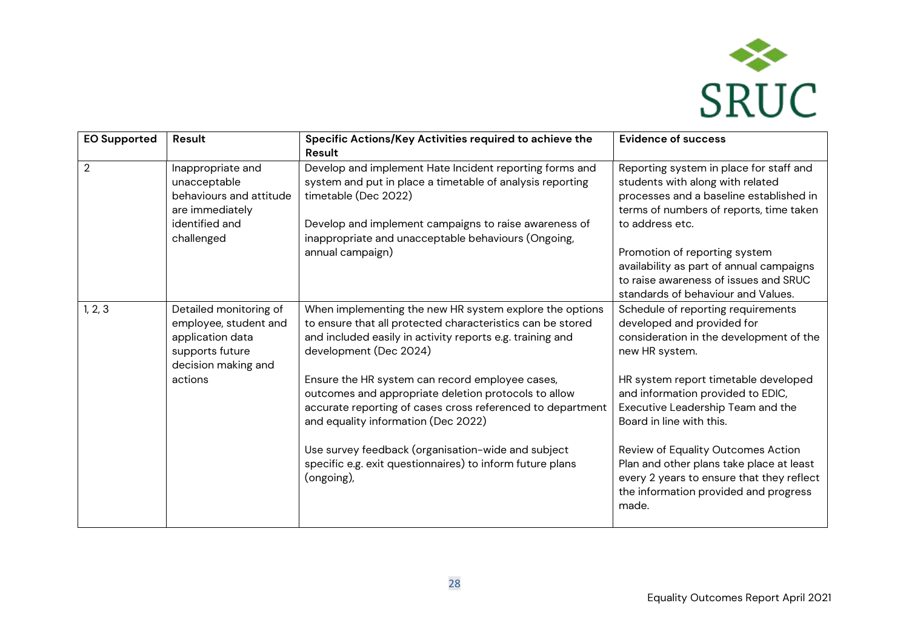| EO Supported | Result | Specific Actions/Key Activities required to achieve the Result | Evidence of success |
|---|---|---|---|
| 2 | Inappropriate and unacceptable behaviours and attitude are immediately identified and challenged | Develop and implement Hate Incident reporting forms and system and put in place a timetable of analysis reporting timetable (Dec 2022)<br><br>Develop and implement campaigns to raise awareness of inappropriate and unacceptable behaviours (Ongoing, annual campaign) | Reporting system in place for staff and students with along with related processes and a baseline established in terms of numbers of reports, time taken to address etc.<br><br>Promotion of reporting system availability as part of annual campaigns to raise awareness of issues and SRUC standards of behaviour and Values. |
| 1, 2, 3 | Detailed monitoring of employee, student and application data supports future decision making and actions | When implementing the new HR system explore the options to ensure that all protected characteristics can be stored and included easily in activity reports e.g. training and development (Dec 2024)<br><br>Ensure the HR system can record employee cases, outcomes and appropriate deletion protocols to allow accurate reporting of cases cross referenced to department and equality information (Dec 2022)<br><br>Use survey feedback (organisation-wide and subject specific e.g. exit questionnaires) to inform future plans (ongoing), | Schedule of reporting requirements developed and provided for consideration in the development of the new HR system.<br><br>HR system report timetable developed and information provided to EDIC, Executive Leadership Team and the Board in line with this.<br><br>Review of Equality Outcomes Action Plan and other plans take place at least every 2 years to ensure that they reflect the information provided and progress made. |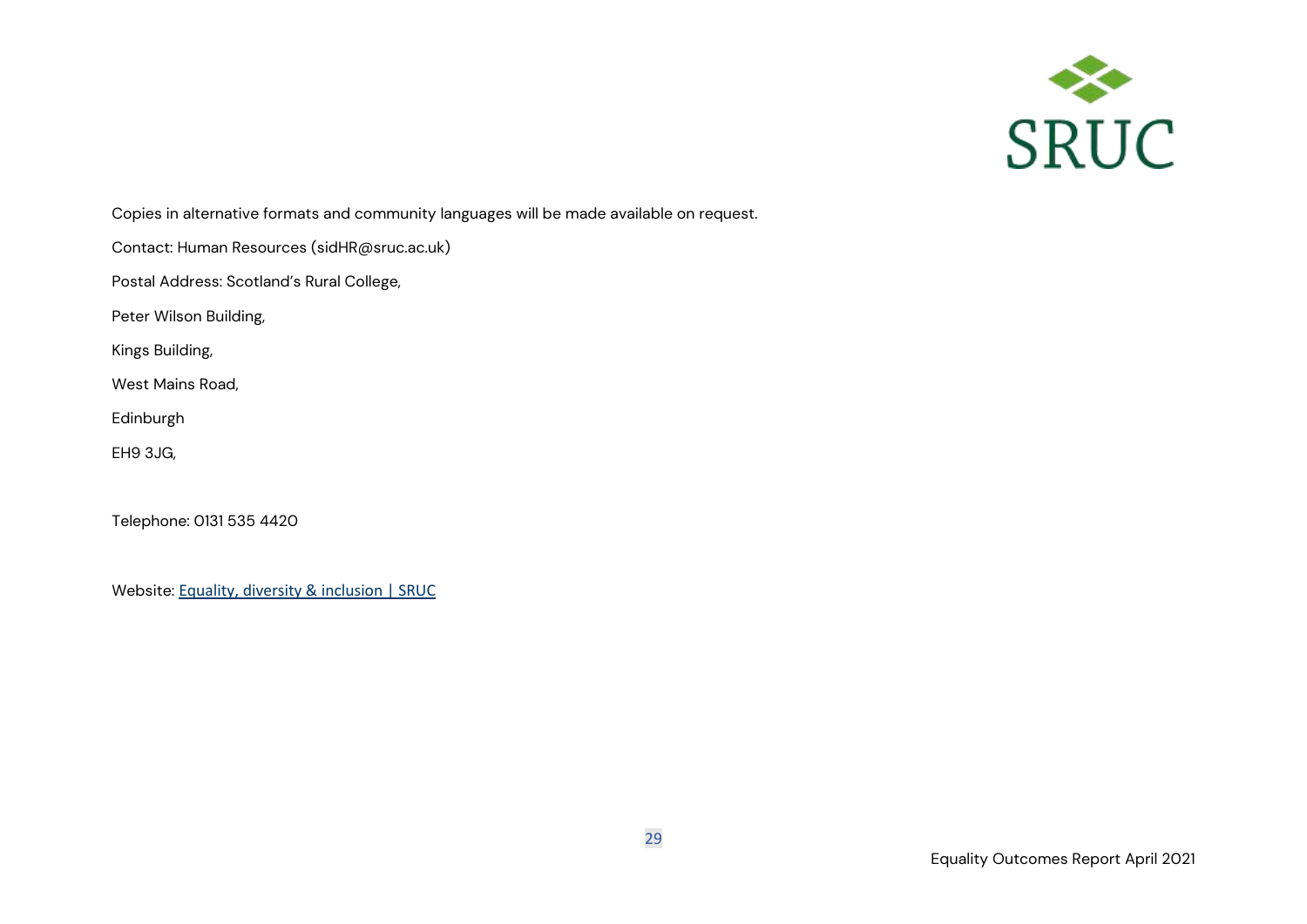Copies in alternative formats and community languages will be made available on request.

Contact: Human Resources (sidHR@sruc.ac.uk)

Postal Address: Scotland's Rural College,

Peter Wilson Building,

Kings Building,

West Mains Road,

Edinburgh

EH9 3JG,

Telephone: 0131 535 4420

Website: [Equality, diversity & inclusion | SRUC]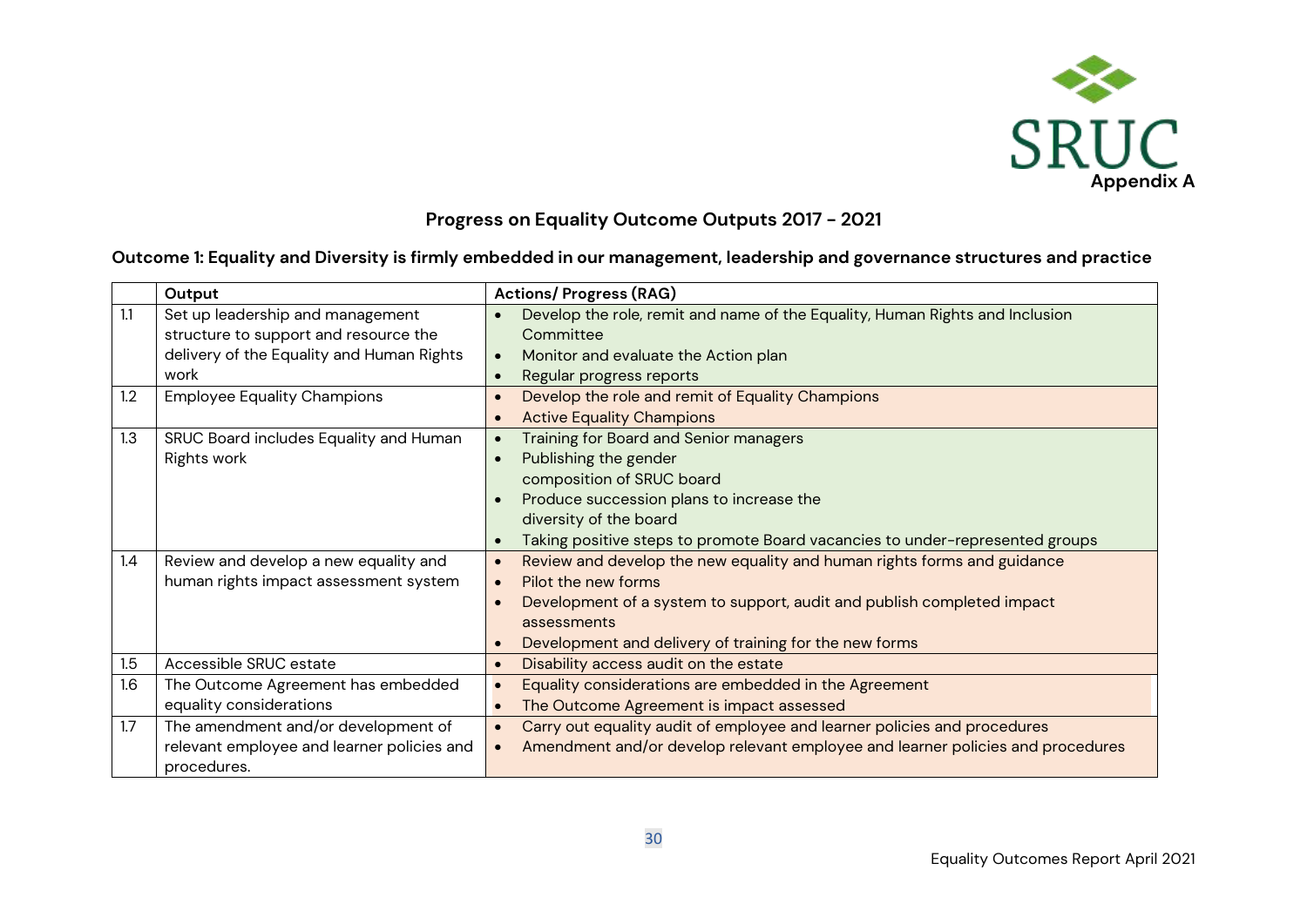Appendix A

## Progress on Equality Outcome Outputs 2017 - 2021

### Outcome 1: Equality and Diversity is firmly embedded in our management, leadership and governance structures and practice

| | Output | Actions/ Progress (RAG) |
|---|---|---|
| 1.1 | Set up leadership and management structure to support and resource the delivery of the Equality and Human Rights work | • Develop the role, remit and name of the Equality, Human Rights and Inclusion Committee<br>• Monitor and evaluate the Action plan<br>• Regular progress reports |
| 1.2 | Employee Equality Champions | • Develop the role and remit of Equality Champions<br>• Active Equality Champions |
| 1.3 | SRUC Board includes Equality and Human Rights work | • Training for Board and Senior managers<br>• Publishing the gender composition of SRUC board<br>• Produce succession plans to increase the diversity of the board<br>• Taking positive steps to promote Board vacancies to under-represented groups |
| 1.4 | Review and develop a new equality and human rights impact assessment system | • Review and develop the new equality and human rights forms and guidance<br>• Pilot the new forms<br>• Development of a system to support, audit and publish completed impact assessments<br>• Development and delivery of training for the new forms |
| 1.5 | Accessible SRUC estate | • Disability access audit on the estate |
| 1.6 | The Outcome Agreement has embedded equality considerations | • Equality considerations are embedded in the Agreement<br>• The Outcome Agreement is impact assessed |
| 1.7 | The amendment and/or development of relevant employee and learner policies and procedures. | • Carry out equality audit of employee and learner policies and procedures<br>• Amendment and/or develop relevant employee and learner policies and procedures |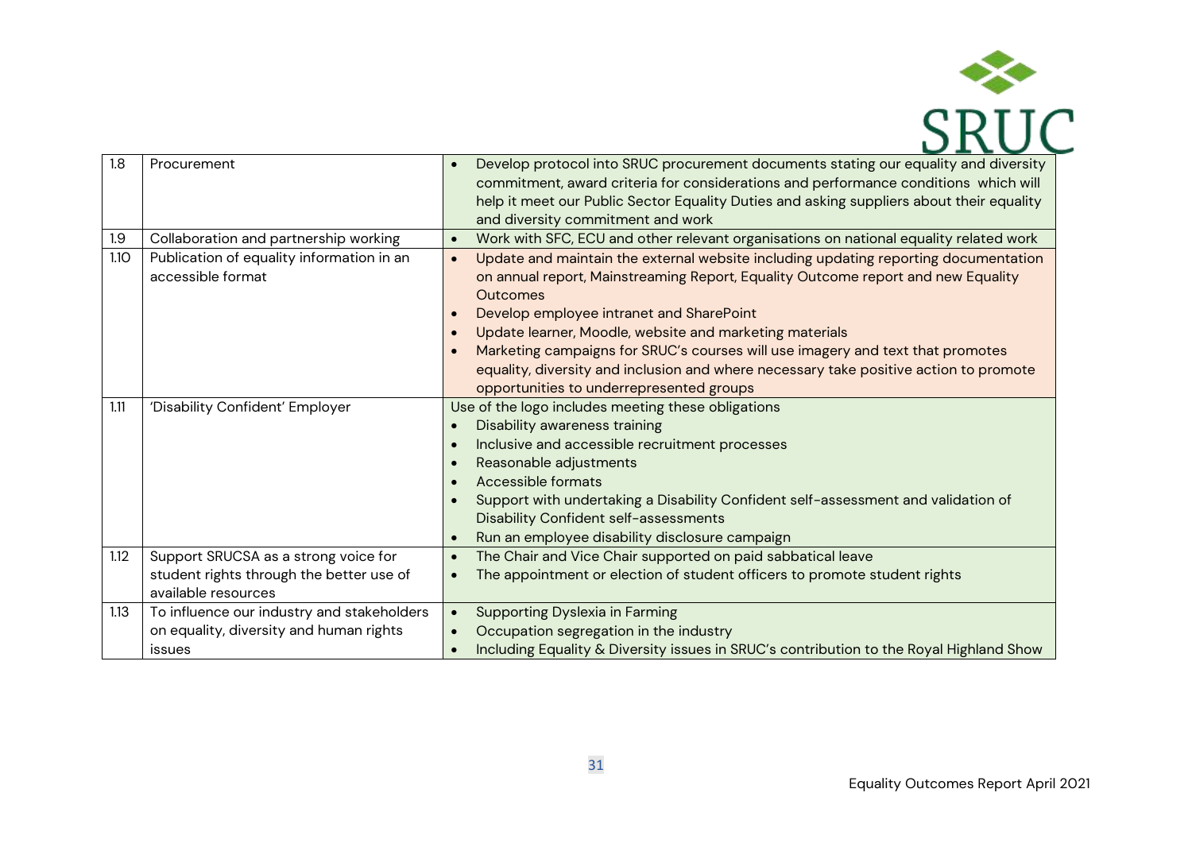| | | |
|---|---|---|
| 1.8 | Procurement | • Develop protocol into SRUC procurement documents stating our equality and diversity commitment, award criteria for considerations and performance conditions which will help it meet our Public Sector Equality Duties and asking suppliers about their equality and diversity commitment and work |
| 1.9 | Collaboration and partnership working | • Work with SFC, ECU and other relevant organisations on national equality related work |
| 1.10 | Publication of equality information in an accessible format | • Update and maintain the external website including updating reporting documentation on annual report, Mainstreaming Report, Equality Outcome report and new Equality Outcomes<br>• Develop employee intranet and SharePoint<br>• Update learner, Moodle, website and marketing materials<br>• Marketing campaigns for SRUC's courses will use imagery and text that promotes equality, diversity and inclusion and where necessary take positive action to promote opportunities to underrepresented groups |
| 1.11 | 'Disability Confident' Employer | Use of the logo includes meeting these obligations<br>• Disability awareness training<br>• Inclusive and accessible recruitment processes<br>• Reasonable adjustments<br>• Accessible formats<br>• Support with undertaking a Disability Confident self-assessment and validation of Disability Confident self-assessments<br>• Run an employee disability disclosure campaign |
| 1.12 | Support SRUCSA as a strong voice for student rights through the better use of available resources | • The Chair and Vice Chair supported on paid sabbatical leave<br>• The appointment or election of student officers to promote student rights |
| 1.13 | To influence our industry and stakeholders on equality, diversity and human rights issues | • Supporting Dyslexia in Farming<br>• Occupation segregation in the industry<br>• Including Equality & Diversity issues in SRUC's contribution to the Royal Highland Show |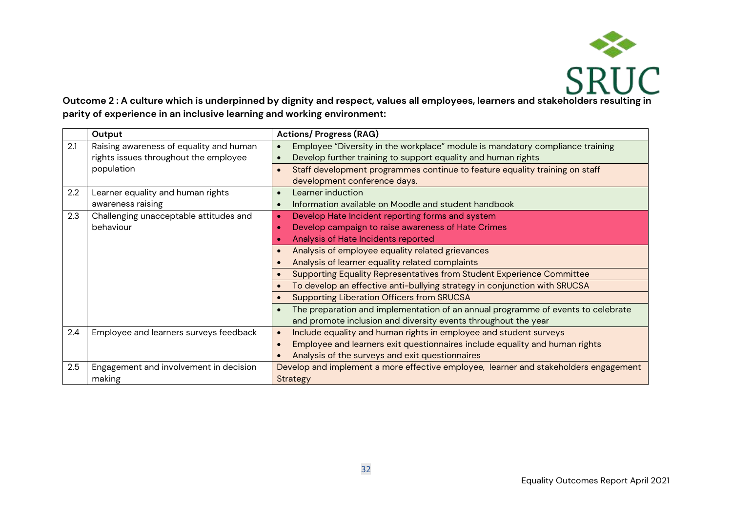**Outcome 2 : A culture which is underpinned by dignity and respect, values all employees, learners and stakeholders resulting in parity of experience in an inclusive learning and working environment:**

| | Output | Actions/ Progress (RAG) |
|---|---|---|
| 2.1 | Raising awareness of equality and human rights issues throughout the employee population | • Employee "Diversity in the workplace" module is mandatory compliance training<br>• Develop further training to support equality and human rights |
| | | • Staff development programmes continue to feature equality training on staff development conference days. |
| 2.2 | Learner equality and human rights awareness raising | • Learner induction<br>• Information available on Moodle and student handbook |
| 2.3 | Challenging unacceptable attitudes and behaviour | • Develop Hate Incident reporting forms and system<br>• Develop campaign to raise awareness of Hate Crimes<br>• Analysis of Hate Incidents reported |
| | | • Analysis of employee equality related grievances<br>• Analysis of learner equality related complaints |
| | | • Supporting Equality Representatives from Student Experience Committee |
| | | • To develop an effective anti-bullying strategy in conjunction with SRUCSA |
| | | • Supporting Liberation Officers from SRUCSA |
| | | • The preparation and implementation of an annual programme of events to celebrate and promote inclusion and diversity events throughout the year |
| 2.4 | Employee and learners surveys feedback | • Include equality and human rights in employee and student surveys<br>• Employee and learners exit questionnaires include equality and human rights<br>• Analysis of the surveys and exit questionnaires |
| 2.5 | Engagement and involvement in decision making | Develop and implement a more effective employee, learner and stakeholders engagement Strategy |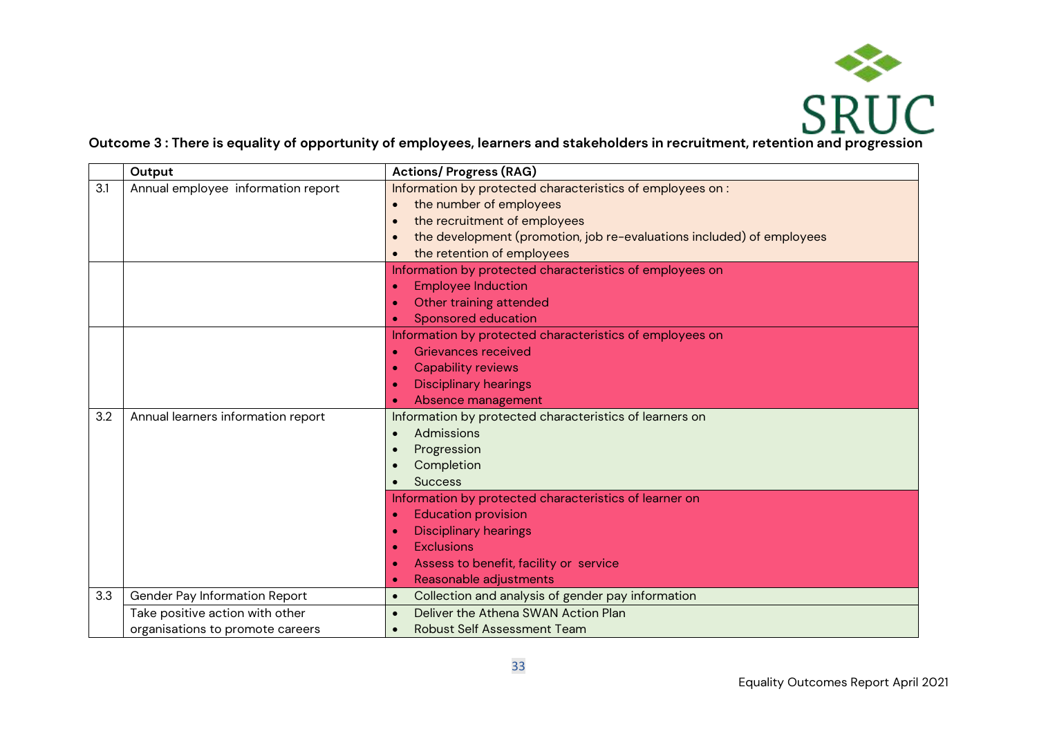**Outcome 3 : There is equality of opportunity of employees, learners and stakeholders in recruitment, retention and progression**

| | Output | Actions/ Progress (RAG) |
|---|---|---|
| 3.1 | Annual employee information report | Information by protected characteristics of employees on :<br>• the number of employees<br>• the recruitment of employees<br>• the development (promotion, job re-evaluations included) of employees<br>• the retention of employees |
| | | Information by protected characteristics of employees on<br>• Employee Induction<br>• Other training attended<br>• Sponsored education |
| | | Information by protected characteristics of employees on<br>• Grievances received<br>• Capability reviews<br>• Disciplinary hearings<br>• Absence management |
| 3.2 | Annual learners information report | Information by protected characteristics of learners on<br>• Admissions<br>• Progression<br>• Completion<br>• Success |
| | | Information by protected characteristics of learner on<br>• Education provision<br>• Disciplinary hearings<br>• Exclusions<br>• Assess to benefit, facility or service<br>• Reasonable adjustments |
| 3.3 | Gender Pay Information Report | • Collection and analysis of gender pay information |
| | Take positive action with other organisations to promote careers | • Deliver the Athena SWAN Action Plan<br>• Robust Self Assessment Team |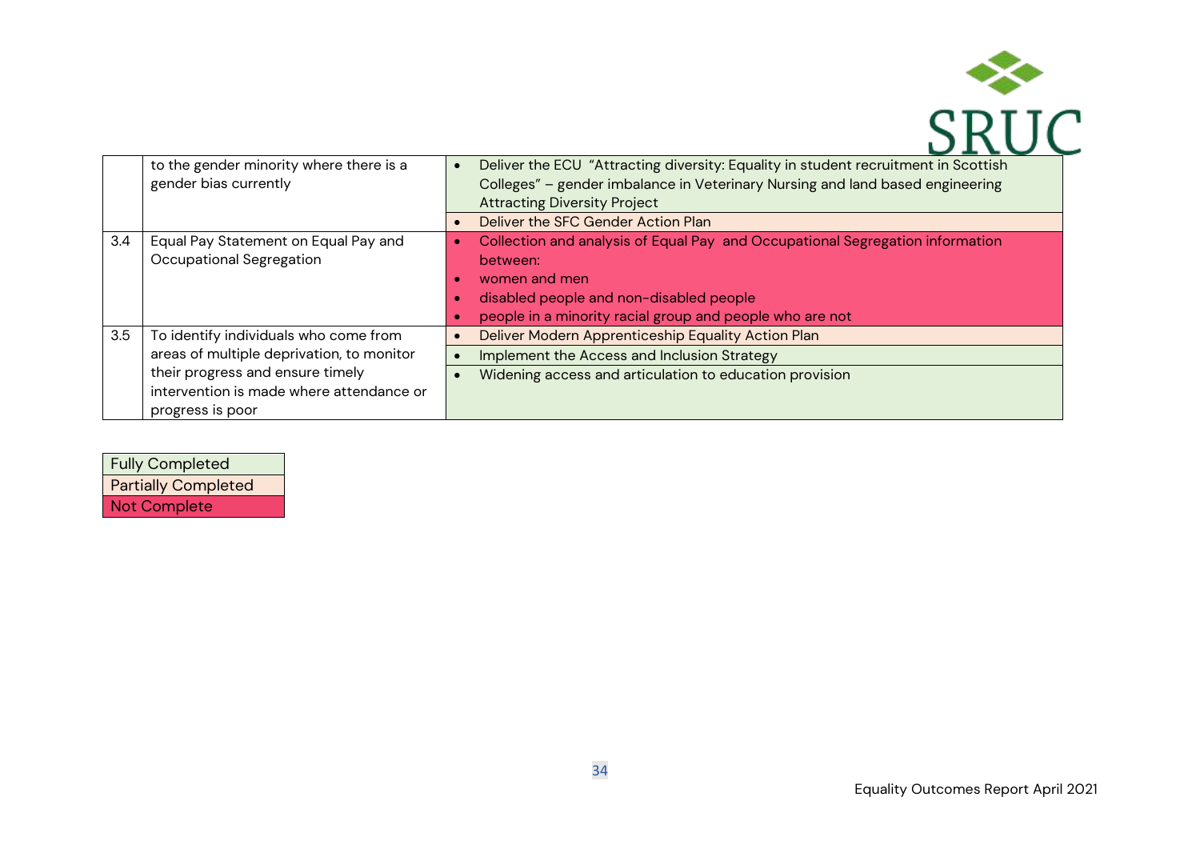| | | |
|---|---|---|
| | to the gender minority where there is a gender bias currently | • Deliver the ECU "Attracting diversity: Equality in student recruitment in Scottish Colleges" – gender imbalance in Veterinary Nursing and land based engineering Attracting Diversity Project |
| | | • Deliver the SFC Gender Action Plan |
| 3.4 | Equal Pay Statement on Equal Pay and Occupational Segregation | • Collection and analysis of Equal Pay and Occupational Segregation information between:<br>• women and men<br>• disabled people and non-disabled people<br>• people in a minority racial group and people who are not |
| 3.5 | To identify individuals who come from areas of multiple deprivation, to monitor their progress and ensure timely intervention is made where attendance or progress is poor | • Deliver Modern Apprenticeship Equality Action Plan |
| | | • Implement the Access and Inclusion Strategy |
| | | • Widening access and articulation to education provision |

| Key |
|---|
| Fully Completed |
| Partially Completed |
| Not Complete |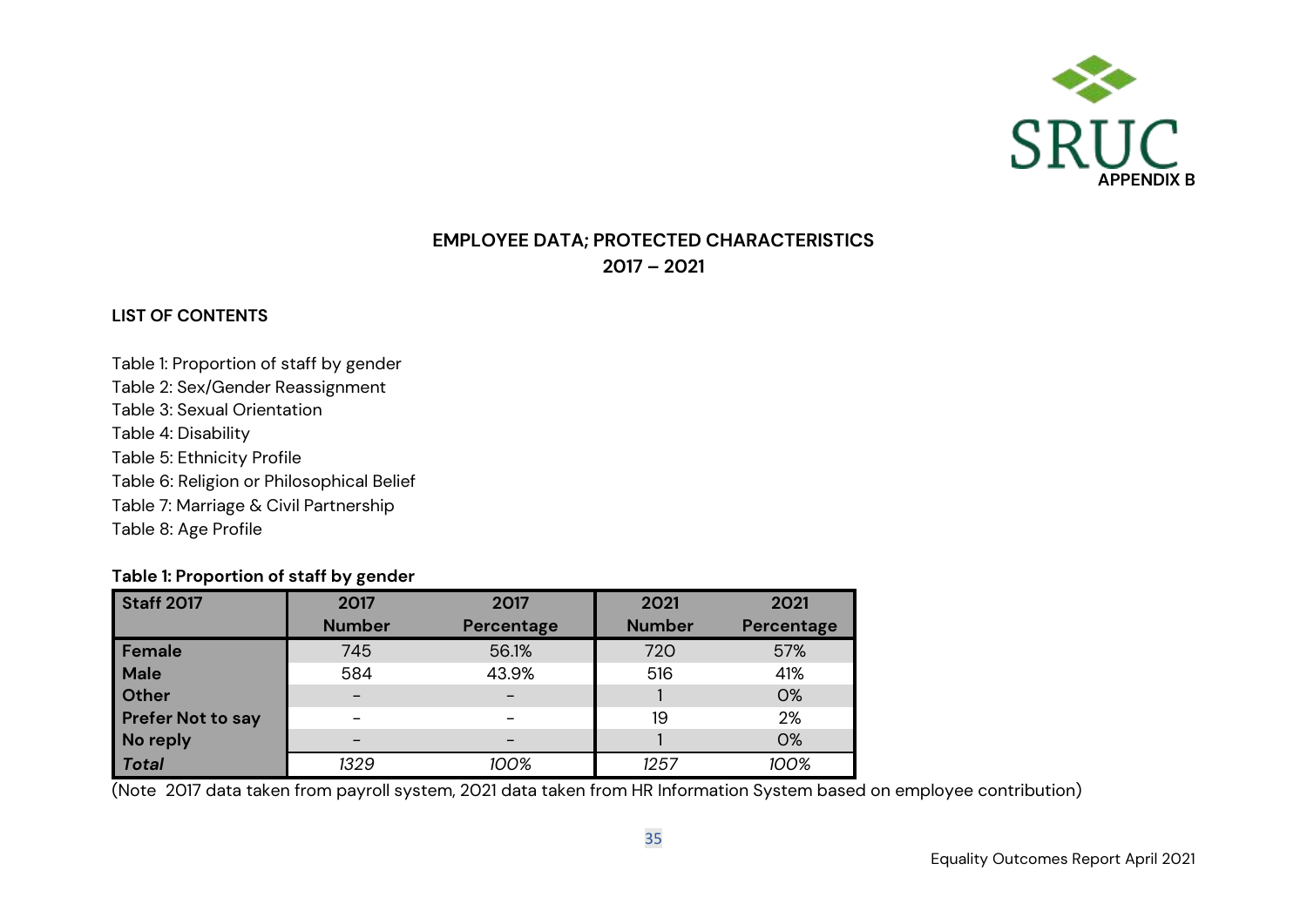APPENDIX B

# EMPLOYEE DATA; PROTECTED CHARACTERISTICS
## 2017 – 2021

**LIST OF CONTENTS**

Table 1: Proportion of staff by gender
Table 2: Sex/Gender Reassignment
Table 3: Sexual Orientation
Table 4: Disability
Table 5: Ethnicity Profile
Table 6: Religion or Philosophical Belief
Table 7: Marriage & Civil Partnership
Table 8: Age Profile

**Table 1: Proportion of staff by gender**

| Staff 2017 | 2017 Number | 2017 Percentage | 2021 Number | 2021 Percentage |
|---|---|---|---|---|
| **Female** | 745 | 56.1% | 720 | 57% |
| **Male** | 584 | 43.9% | 516 | 41% |
| **Other** | – | – | 1 | 0% |
| **Prefer Not to say** | – | – | 19 | 2% |
| **No reply** | – | – | 1 | 0% |
| ***Total*** | *1329* | *100%* | *1257* | *100%* |

(Note 2017 data taken from payroll system, 2021 data taken from HR Information System based on employee contribution)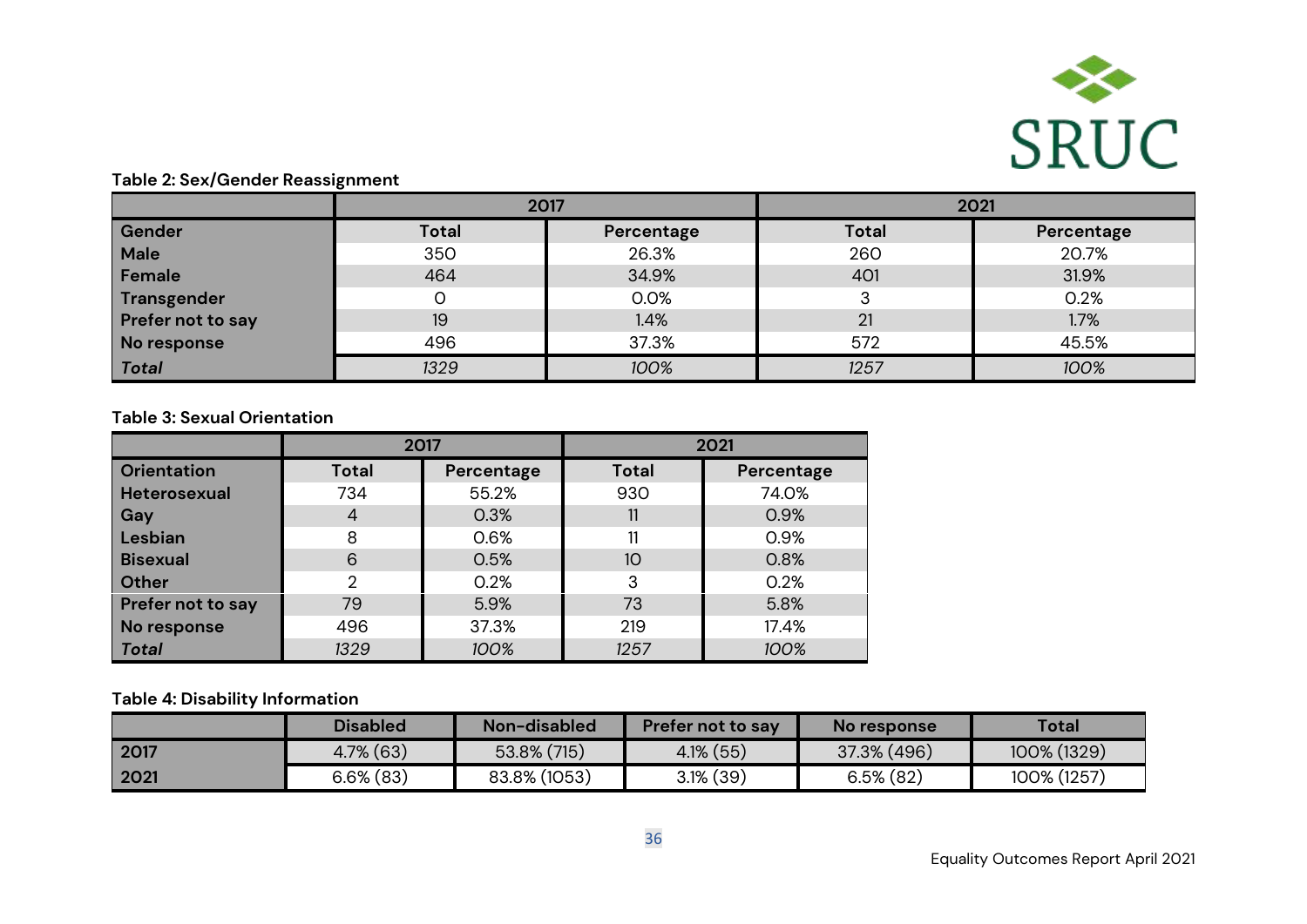**Table 2: Sex/Gender Reassignment**

| | 2017 | | 2021 | |
|---|---|---|---|---|
| **Gender** | **Total** | **Percentage** | **Total** | **Percentage** |
| **Male** | 350 | 26.3% | 260 | 20.7% |
| **Female** | 464 | 34.9% | 401 | 31.9% |
| **Transgender** | 0 | 0.0% | 3 | 0.2% |
| **Prefer not to say** | 19 | 1.4% | 21 | 1.7% |
| **No response** | 496 | 37.3% | 572 | 45.5% |
| ***Total*** | *1329* | *100%* | *1257* | *100%* |

**Table 3: Sexual Orientation**

| | 2017 | | 2021 | |
|---|---|---|---|---|
| **Orientation** | **Total** | **Percentage** | **Total** | **Percentage** |
| **Heterosexual** | 734 | 55.2% | 930 | 74.0% |
| **Gay** | 4 | 0.3% | 11 | 0.9% |
| **Lesbian** | 8 | 0.6% | 11 | 0.9% |
| **Bisexual** | 6 | 0.5% | 10 | 0.8% |
| **Other** | 2 | 0.2% | 3 | 0.2% |
| **Prefer not to say** | 79 | 5.9% | 73 | 5.8% |
| **No response** | 496 | 37.3% | 219 | 17.4% |
| ***Total*** | *1329* | *100%* | *1257* | *100%* |

**Table 4: Disability Information**

| | Disabled | Non-disabled | Prefer not to say | No response | Total |
|---|---|---|---|---|---|
| **2017** | 4.7% (63) | 53.8% (715) | 4.1% (55) | 37.3% (496) | 100% (1329) |
| **2021** | 6.6% (83) | 83.8% (1053) | 3.1% (39) | 6.5% (82) | 100% (1257) |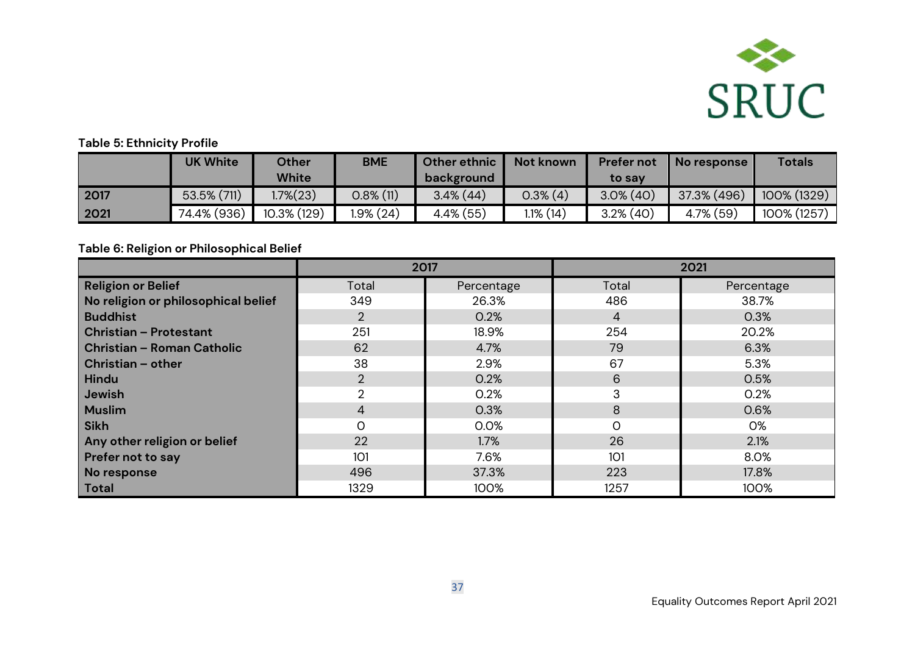**Table 5: Ethnicity Profile**

| | UK White | Other White | BME | Other ethnic background | Not known | Prefer not to say | No response | Totals |
|---|---|---|---|---|---|---|---|---|
| 2017 | 53.5% (711) | 1.7%(23) | 0.8% (11) | 3.4% (44) | 0.3% (4) | 3.0% (40) | 37.3% (496) | 100% (1329) |
| 2021 | 74.4% (936) | 10.3% (129) | 1.9% (24) | 4.4% (55) | 1.1% (14) | 3.2% (40) | 4.7% (59) | 100% (1257) |

**Table 6: Religion or Philosophical Belief**

| | 2017 | | 2021 | |
|---|---|---|---|---|
| **Religion or Belief** | Total | Percentage | Total | Percentage |
| **No religion or philosophical belief** | 349 | 26.3% | 486 | 38.7% |
| **Buddhist** | 2 | 0.2% | 4 | 0.3% |
| **Christian – Protestant** | 251 | 18.9% | 254 | 20.2% |
| **Christian – Roman Catholic** | 62 | 4.7% | 79 | 6.3% |
| **Christian – other** | 38 | 2.9% | 67 | 5.3% |
| **Hindu** | 2 | 0.2% | 6 | 0.5% |
| **Jewish** | 2 | 0.2% | 3 | 0.2% |
| **Muslim** | 4 | 0.3% | 8 | 0.6% |
| **Sikh** | 0 | 0.0% | 0 | 0% |
| **Any other religion or belief** | 22 | 1.7% | 26 | 2.1% |
| **Prefer not to say** | 101 | 7.6% | 101 | 8.0% |
| **No response** | 496 | 37.3% | 223 | 17.8% |
| **Total** | 1329 | 100% | 1257 | 100% |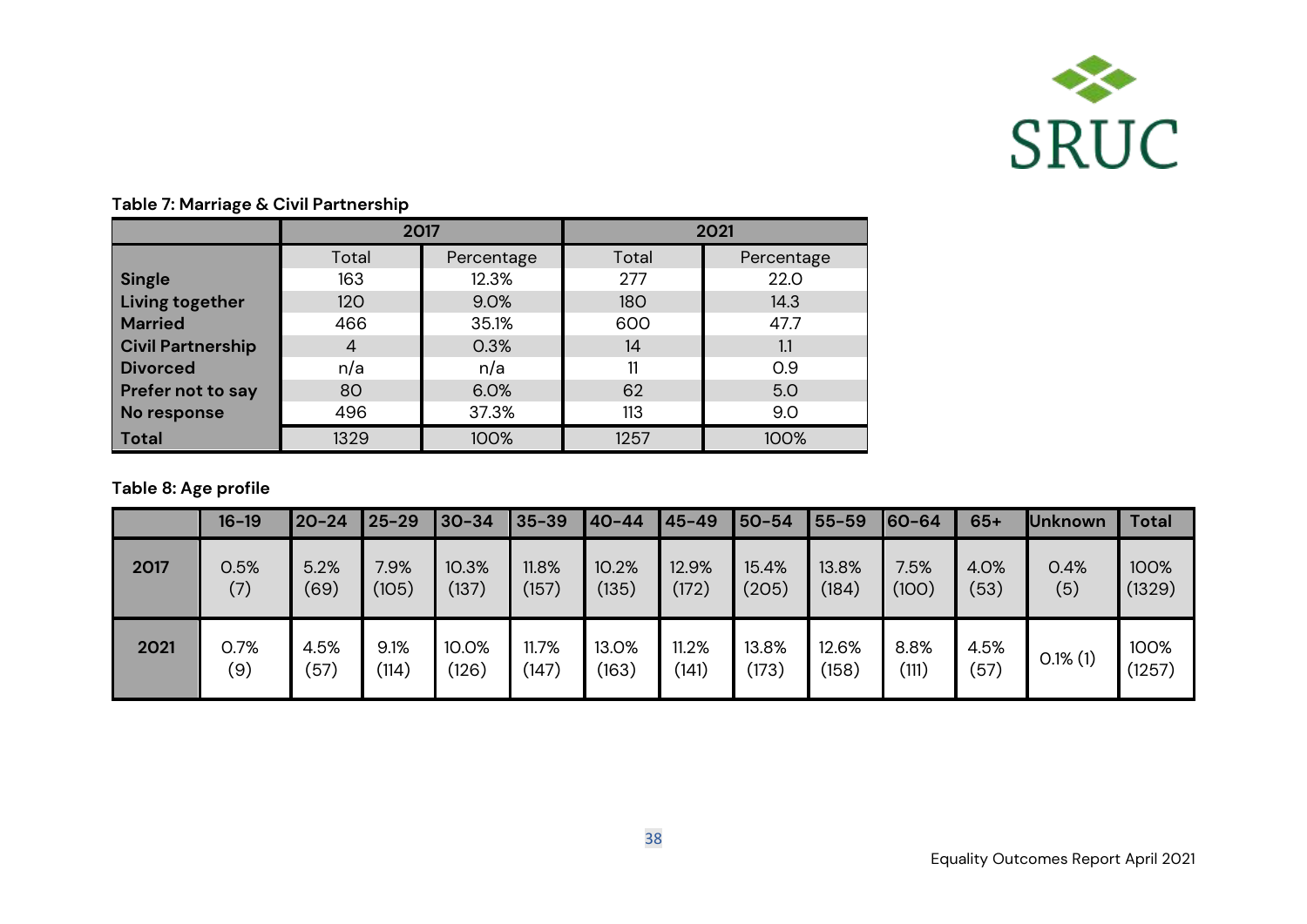**Table 7: Marriage & Civil Partnership**

| | 2017 | | 2021 | |
|---|---|---|---|---|
| | Total | Percentage | Total | Percentage |
| **Single** | 163 | 12.3% | 277 | 22.0 |
| **Living together** | 120 | 9.0% | 180 | 14.3 |
| **Married** | 466 | 35.1% | 600 | 47.7 |
| **Civil Partnership** | 4 | 0.3% | 14 | 1.1 |
| **Divorced** | n/a | n/a | 11 | 0.9 |
| **Prefer not to say** | 80 | 6.0% | 62 | 5.0 |
| **No response** | 496 | 37.3% | 113 | 9.0 |
| **Total** | 1329 | 100% | 1257 | 100% |

**Table 8: Age profile**

| | 16-19 | 20-24 | 25-29 | 30-34 | 35-39 | 40-44 | 45-49 | 50-54 | 55-59 | 60-64 | 65+ | Unknown | Total |
|---|---|---|---|---|---|---|---|---|---|---|---|---|---|
| **2017** | 0.5% (7) | 5.2% (69) | 7.9% (105) | 10.3% (137) | 11.8% (157) | 10.2% (135) | 12.9% (172) | 15.4% (205) | 13.8% (184) | 7.5% (100) | 4.0% (53) | 0.4% (5) | 100% (1329) |
| **2021** | 0.7% (9) | 4.5% (57) | 9.1% (114) | 10.0% (126) | 11.7% (147) | 13.0% (163) | 11.2% (141) | 13.8% (173) | 12.6% (158) | 8.8% (111) | 4.5% (57) | 0.1% (1) | 100% (1257) |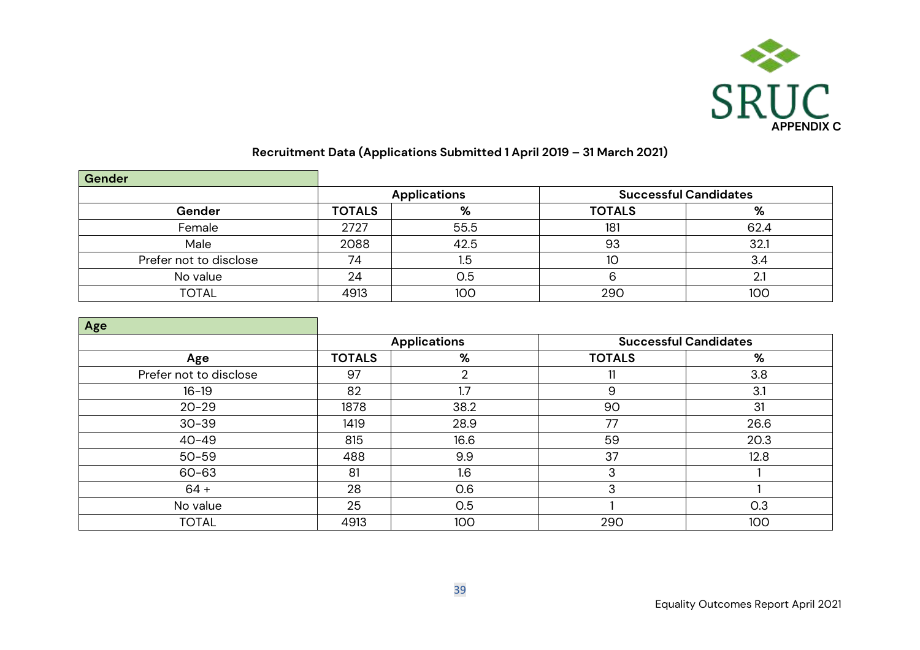APPENDIX C

## Recruitment Data (Applications Submitted 1 April 2019 – 31 March 2021)

### Gender

| | Applications | | Successful Candidates | |
|---|---|---|---|---|
| **Gender** | **TOTALS** | **%** | **TOTALS** | **%** |
| Female | 2727 | 55.5 | 181 | 62.4 |
| Male | 2088 | 42.5 | 93 | 32.1 |
| Prefer not to disclose | 74 | 1.5 | 10 | 3.4 |
| No value | 24 | 0.5 | 6 | 2.1 |
| TOTAL | 4913 | 100 | 290 | 100 |

### Age

| | Applications | | Successful Candidates | |
|---|---|---|---|---|
| **Age** | **TOTALS** | **%** | **TOTALS** | **%** |
| Prefer not to disclose | 97 | 2 | 11 | 3.8 |
| 16-19 | 82 | 1.7 | 9 | 3.1 |
| 20-29 | 1878 | 38.2 | 90 | 31 |
| 30-39 | 1419 | 28.9 | 77 | 26.6 |
| 40-49 | 815 | 16.6 | 59 | 20.3 |
| 50-59 | 488 | 9.9 | 37 | 12.8 |
| 60-63 | 81 | 1.6 | 3 | 1 |
| 64 + | 28 | 0.6 | 3 | 1 |
| No value | 25 | 0.5 | 1 | 0.3 |
| TOTAL | 4913 | 100 | 290 | 100 |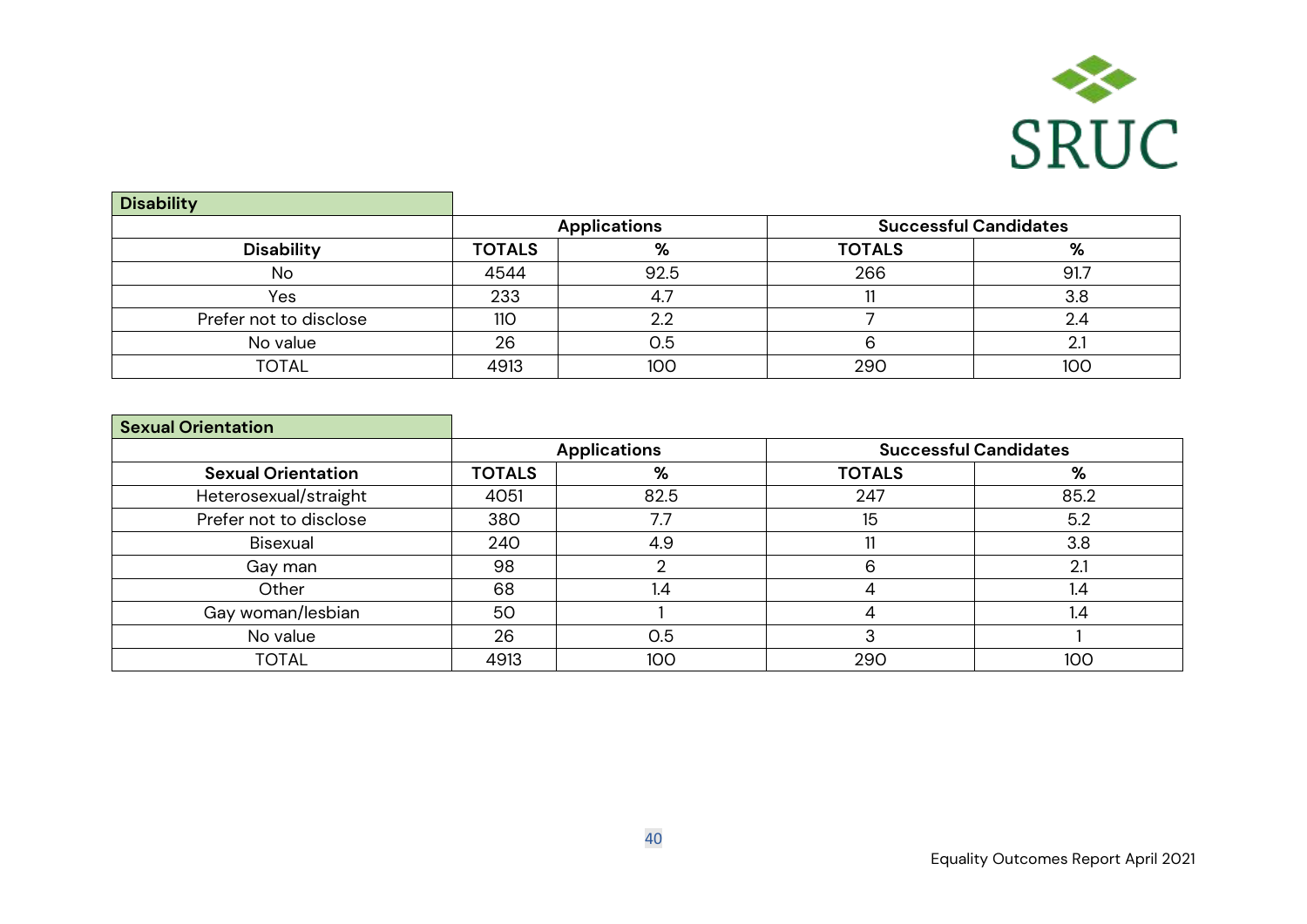## Disability

| | Applications | | Successful Candidates | |
|---|---|---|---|---|
| **Disability** | **TOTALS** | **%** | **TOTALS** | **%** |
| No | 4544 | 92.5 | 266 | 91.7 |
| Yes | 233 | 4.7 | 11 | 3.8 |
| Prefer not to disclose | 110 | 2.2 | 7 | 2.4 |
| No value | 26 | 0.5 | 6 | 2.1 |
| TOTAL | 4913 | 100 | 290 | 100 |

## Sexual Orientation

| | Applications | | Successful Candidates | |
|---|---|---|---|---|
| **Sexual Orientation** | **TOTALS** | **%** | **TOTALS** | **%** |
| Heterosexual/straight | 4051 | 82.5 | 247 | 85.2 |
| Prefer not to disclose | 380 | 7.7 | 15 | 5.2 |
| Bisexual | 240 | 4.9 | 11 | 3.8 |
| Gay man | 98 | 2 | 6 | 2.1 |
| Other | 68 | 1.4 | 4 | 1.4 |
| Gay woman/lesbian | 50 | 1 | 4 | 1.4 |
| No value | 26 | 0.5 | 3 | 1 |
| TOTAL | 4913 | 100 | 290 | 100 |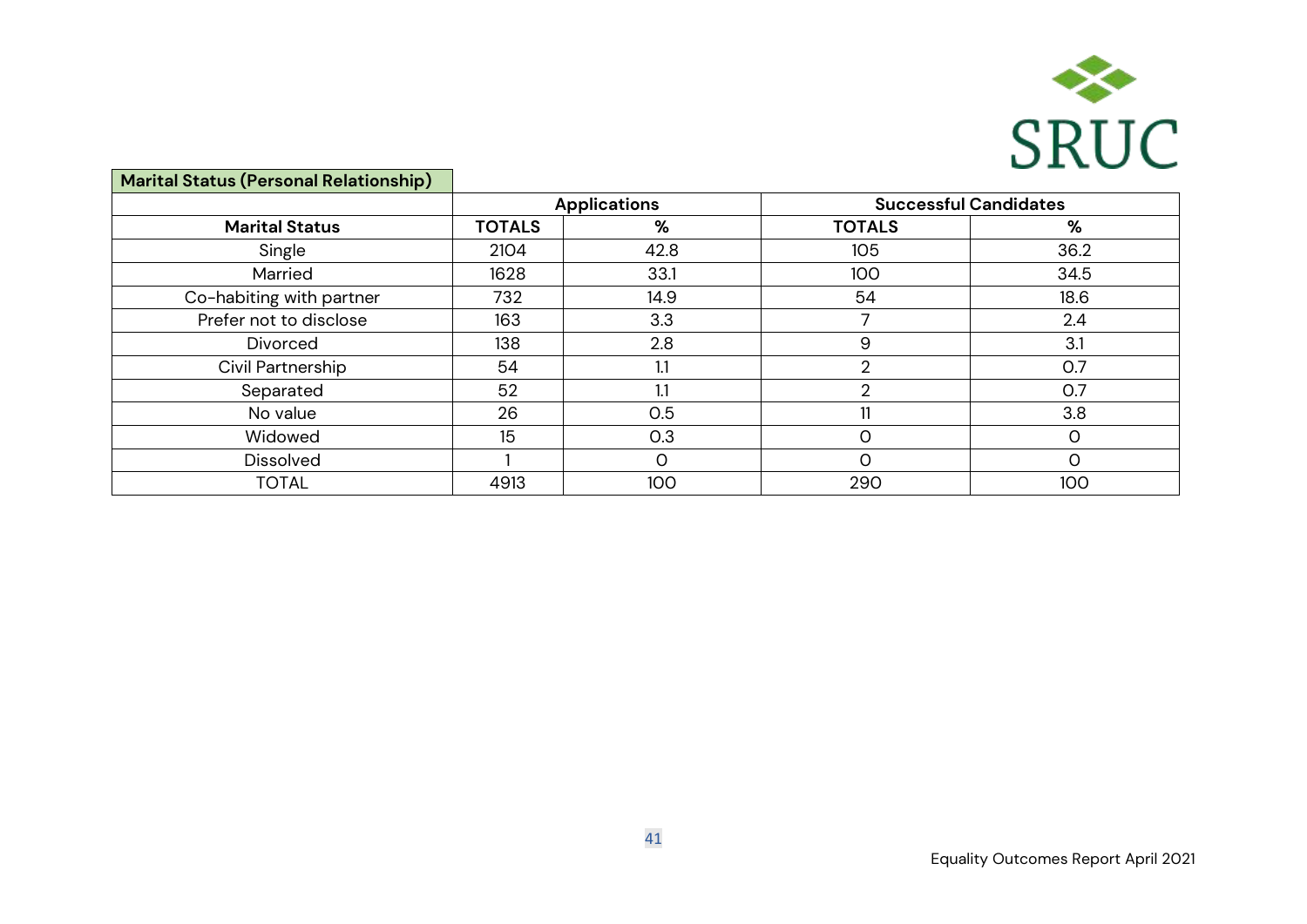| Marital Status (Personal Relationship) | | | | |
|---|---|---|---|---|
| | Applications | | Successful Candidates | |
| Marital Status | TOTALS | % | TOTALS | % |
| Single | 2104 | 42.8 | 105 | 36.2 |
| Married | 1628 | 33.1 | 100 | 34.5 |
| Co-habiting with partner | 732 | 14.9 | 54 | 18.6 |
| Prefer not to disclose | 163 | 3.3 | 7 | 2.4 |
| Divorced | 138 | 2.8 | 9 | 3.1 |
| Civil Partnership | 54 | 1.1 | 2 | 0.7 |
| Separated | 52 | 1.1 | 2 | 0.7 |
| No value | 26 | 0.5 | 11 | 3.8 |
| Widowed | 15 | 0.3 | 0 | 0 |
| Dissolved | 1 | 0 | 0 | 0 |
| TOTAL | 4913 | 100 | 290 | 100 |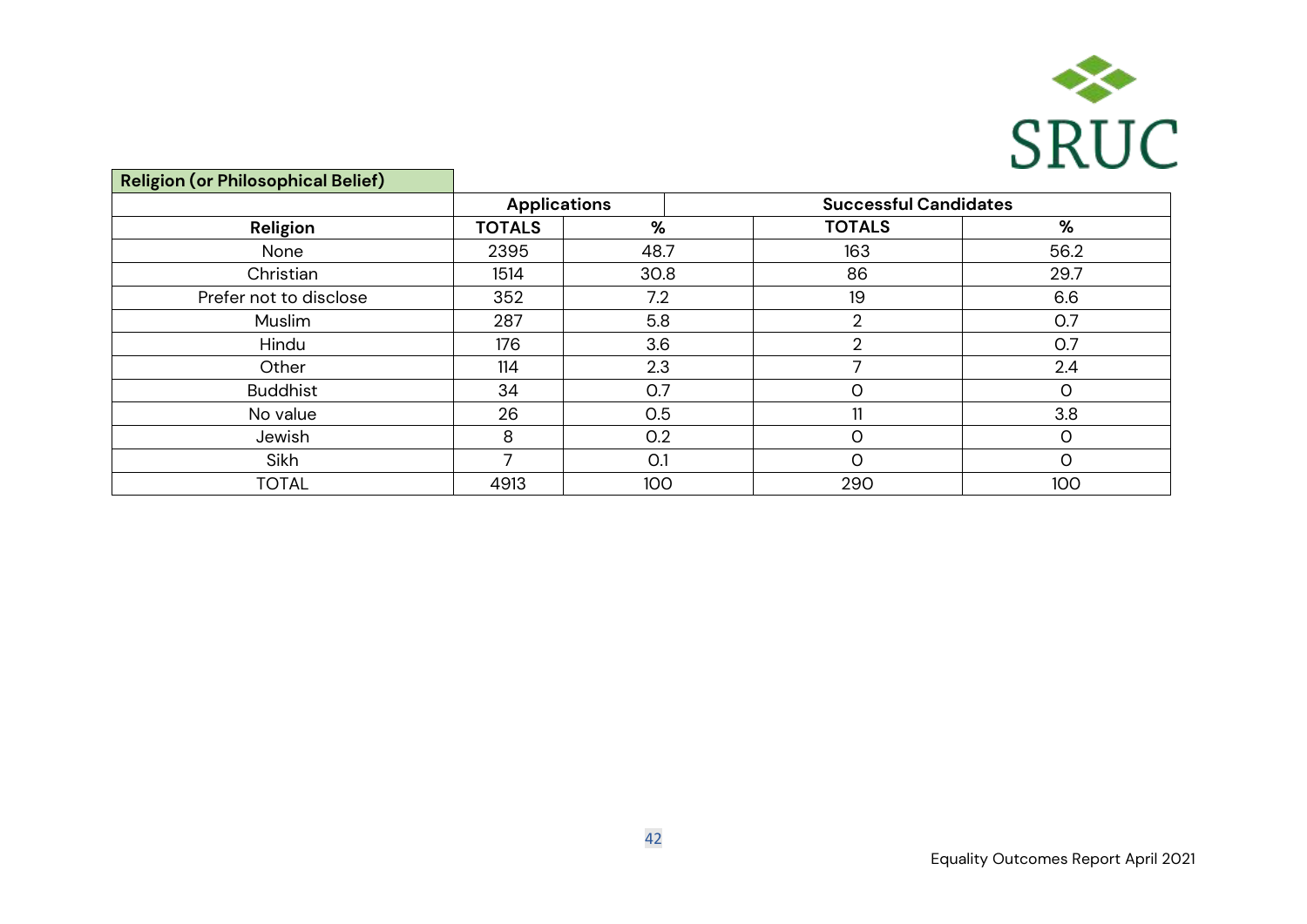**Religion (or Philosophical Belief)**

| | Applications | | Successful Candidates | |
|---|---|---|---|---|
| **Religion** | **TOTALS** | **%** | **TOTALS** | **%** |
| None | 2395 | 48.7 | 163 | 56.2 |
| Christian | 1514 | 30.8 | 86 | 29.7 |
| Prefer not to disclose | 352 | 7.2 | 19 | 6.6 |
| Muslim | 287 | 5.8 | 2 | 0.7 |
| Hindu | 176 | 3.6 | 2 | 0.7 |
| Other | 114 | 2.3 | 7 | 2.4 |
| Buddhist | 34 | 0.7 | 0 | 0 |
| No value | 26 | 0.5 | 11 | 3.8 |
| Jewish | 8 | 0.2 | 0 | 0 |
| Sikh | 7 | 0.1 | 0 | 0 |
| TOTAL | 4913 | 100 | 290 | 100 |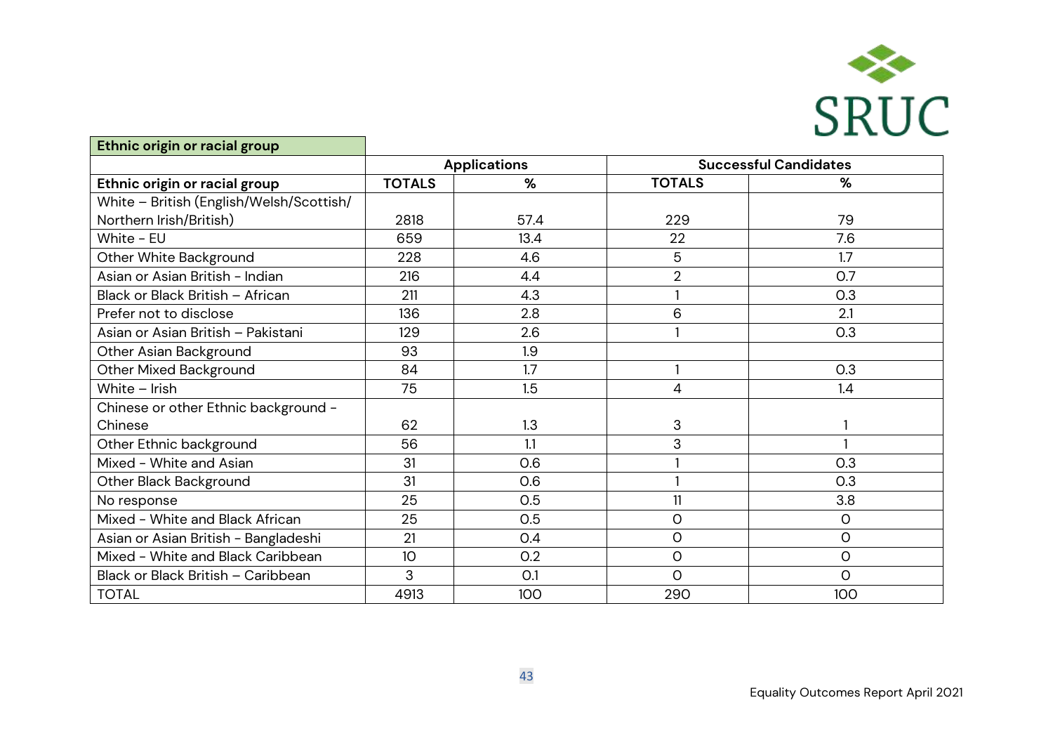| Ethnic origin or racial group | | | | |
|---|---|---|---|---|
| | Applications | | Successful Candidates | |
| Ethnic origin or racial group | TOTALS | % | TOTALS | % |
| White – British (English/Welsh/Scottish/ Northern Irish/British) | 2818 | 57.4 | 229 | 79 |
| White - EU | 659 | 13.4 | 22 | 7.6 |
| Other White Background | 228 | 4.6 | 5 | 1.7 |
| Asian or Asian British - Indian | 216 | 4.4 | 2 | 0.7 |
| Black or Black British – African | 211 | 4.3 | 1 | 0.3 |
| Prefer not to disclose | 136 | 2.8 | 6 | 2.1 |
| Asian or Asian British – Pakistani | 129 | 2.6 | 1 | 0.3 |
| Other Asian Background | 93 | 1.9 | | |
| Other Mixed Background | 84 | 1.7 | 1 | 0.3 |
| White – Irish | 75 | 1.5 | 4 | 1.4 |
| Chinese or other Ethnic background - Chinese | 62 | 1.3 | 3 | 1 |
| Other Ethnic background | 56 | 1.1 | 3 | 1 |
| Mixed - White and Asian | 31 | 0.6 | 1 | 0.3 |
| Other Black Background | 31 | 0.6 | 1 | 0.3 |
| No response | 25 | 0.5 | 11 | 3.8 |
| Mixed - White and Black African | 25 | 0.5 | 0 | 0 |
| Asian or Asian British - Bangladeshi | 21 | 0.4 | 0 | 0 |
| Mixed - White and Black Caribbean | 10 | 0.2 | 0 | 0 |
| Black or Black British – Caribbean | 3 | 0.1 | 0 | 0 |
| TOTAL | 4913 | 100 | 290 | 100 |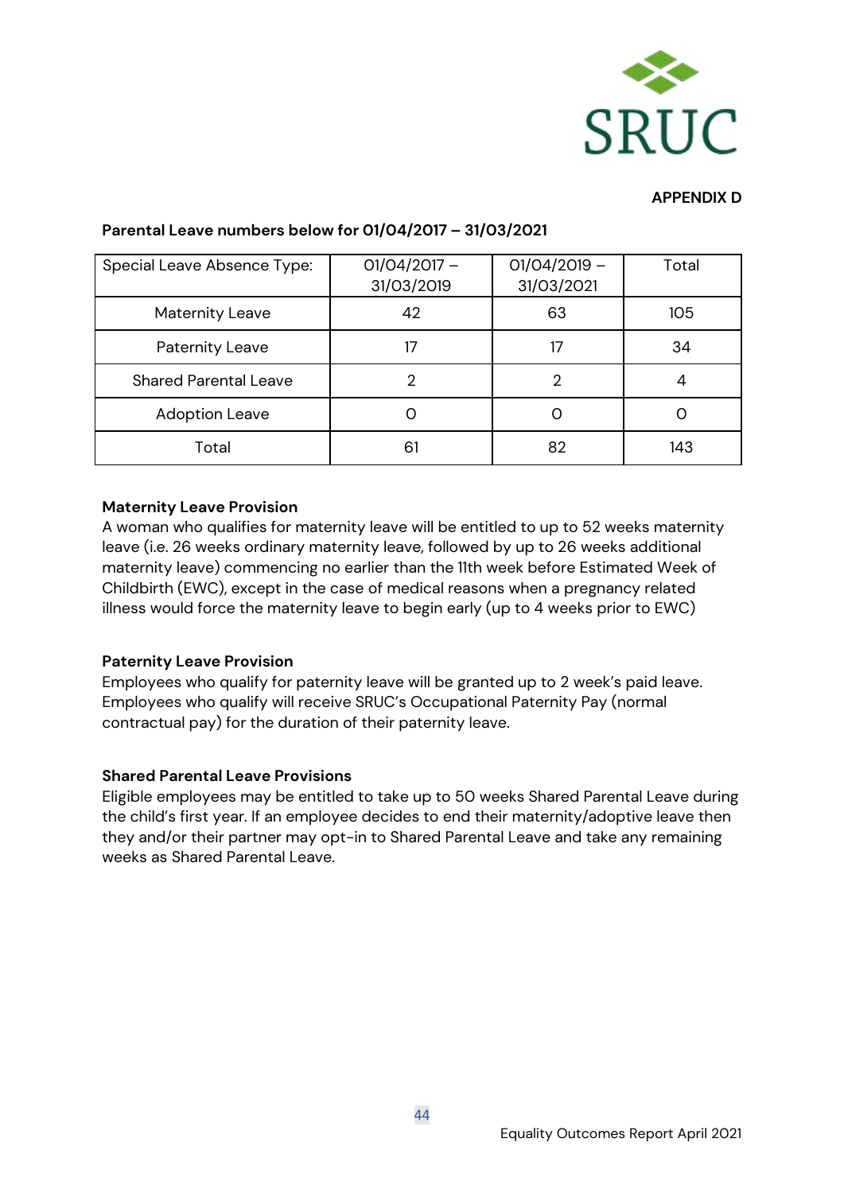**APPENDIX D**

**Parental Leave numbers below for 01/04/2017 – 31/03/2021**

| Special Leave Absence Type: | 01/04/2017 – 31/03/2019 | 01/04/2019 – 31/03/2021 | Total |
|---|---|---|---|
| Maternity Leave | 42 | 63 | 105 |
| Paternity Leave | 17 | 17 | 34 |
| Shared Parental Leave | 2 | 2 | 4 |
| Adoption Leave | 0 | 0 | 0 |
| Total | 61 | 82 | 143 |

**Maternity Leave Provision**

A woman who qualifies for maternity leave will be entitled to up to 52 weeks maternity leave (i.e. 26 weeks ordinary maternity leave, followed by up to 26 weeks additional maternity leave) commencing no earlier than the 11th week before Estimated Week of Childbirth (EWC), except in the case of medical reasons when a pregnancy related illness would force the maternity leave to begin early (up to 4 weeks prior to EWC)

**Paternity Leave Provision**

Employees who qualify for paternity leave will be granted up to 2 week's paid leave. Employees who qualify will receive SRUC's Occupational Paternity Pay (normal contractual pay) for the duration of their paternity leave.

**Shared Parental Leave Provisions**

Eligible employees may be entitled to take up to 50 weeks Shared Parental Leave during the child's first year. If an employee decides to end their maternity/adoptive leave then they and/or their partner may opt-in to Shared Parental Leave and take any remaining weeks as Shared Parental Leave.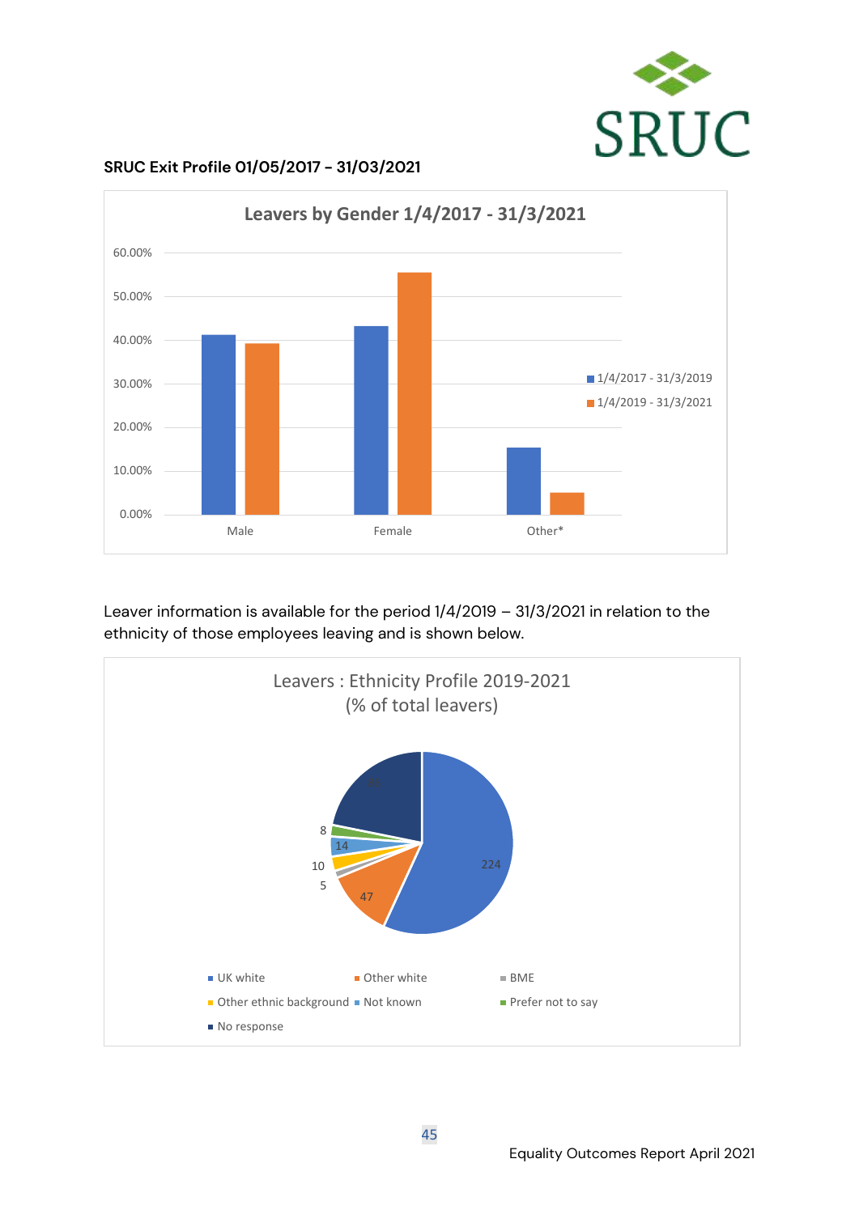**SRUC Exit Profile 01/05/2017 – 31/03/2021**

Leaver information is available for the period 1/4/2019 – 31/3/2021 in relation to the ethnicity of those employees leaving and is shown below.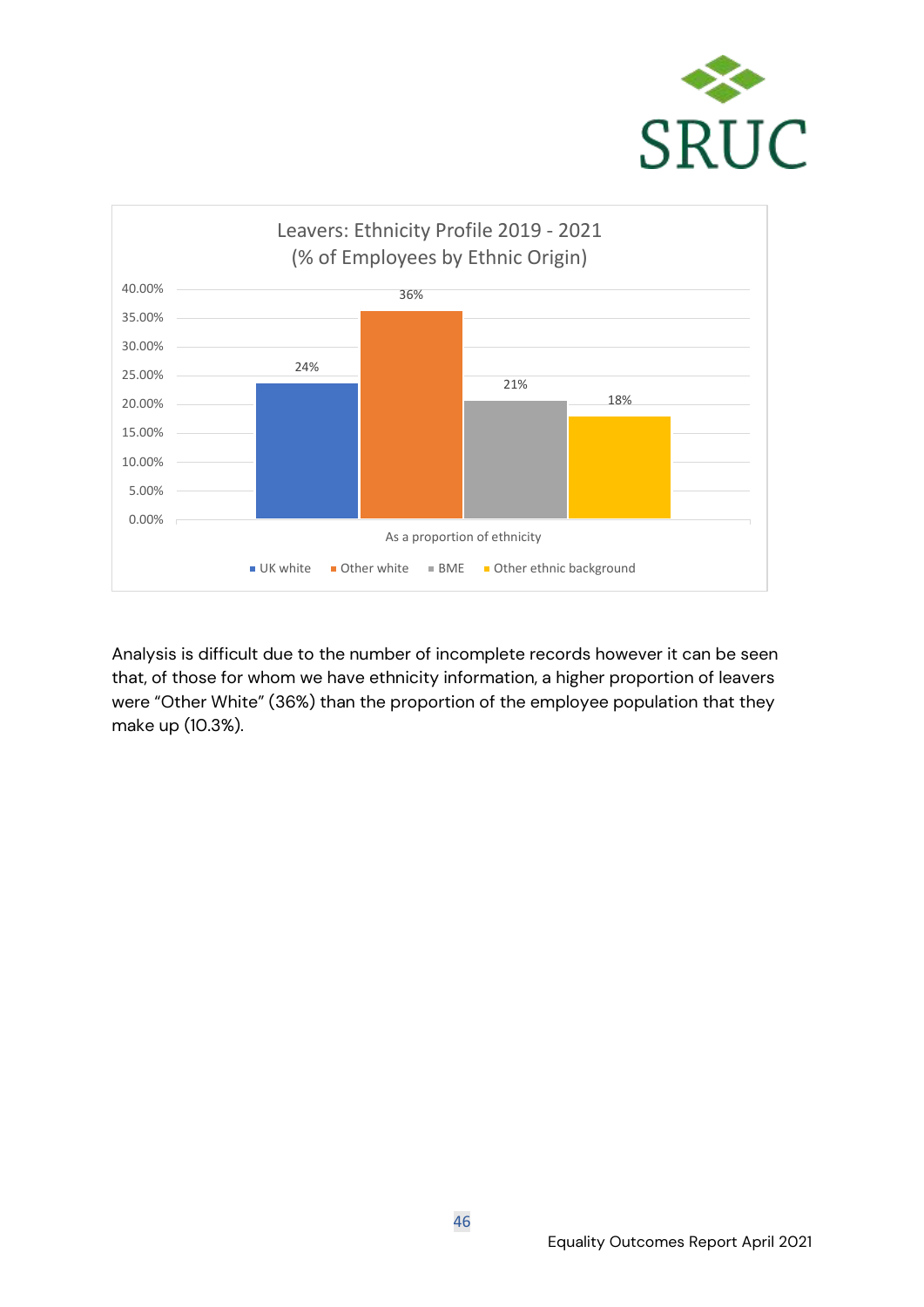Leavers: Ethnicity Profile 2019 - 2021
(% of Employees by Ethnic Origin)

40.00%
35.00%
30.00%
25.00%
20.00%
15.00%
10.00%
5.00%
0.00%

24%
36%
21%
18%

As a proportion of ethnicity

UK white
Other white
BME
Other ethnic background

Analysis is difficult due to the number of incomplete records however it can be seen that, of those for whom we have ethnicity information, a higher proportion of leavers were "Other White" (36%) than the proportion of the employee population that they make up (10.3%).